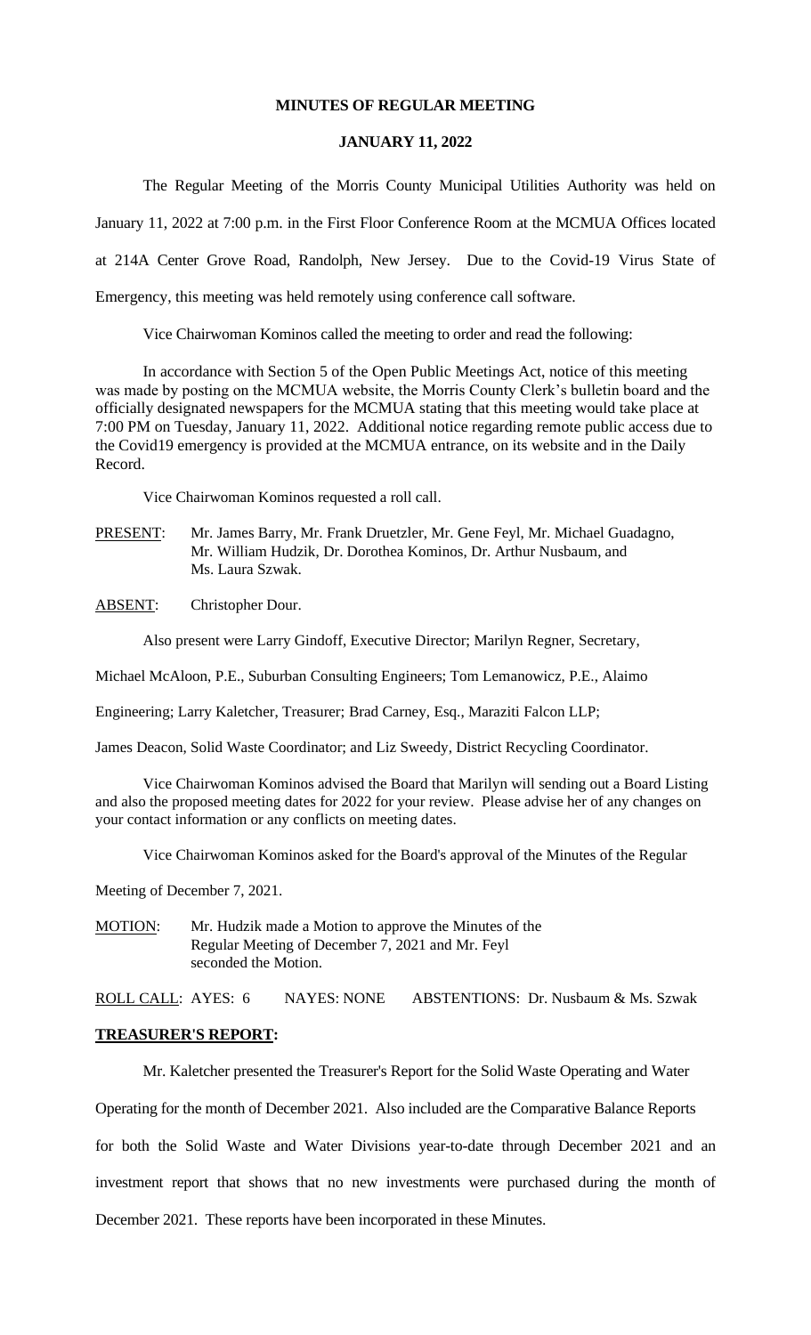**MINUTES OF REGULAR MEETING**

**JANUARY 11, 2022**

The Regular Meeting of the Morris County Municipal Utilities Authority was held on January 11, 2022 at 7:00 p.m. in the First Floor Conference Room at the MCMUA Offices located at 214A Center Grove Road, Randolph, New Jersey. Due to the Covid-19 Virus State of Emergency, this meeting was held remotely using conference call software.

Vice Chairwoman Kominos called the meeting to order and read the following:

In accordance with Section 5 of the Open Public Meetings Act, notice of this meeting was made by posting on the MCMUA website, the Morris County Clerk's bulletin board and the officially designated newspapers for the MCMUA stating that this meeting would take place at 7:00 PM on Tuesday, January 11, 2022. Additional notice regarding remote public access due to the Covid19 emergency is provided at the MCMUA entrance, on its website and in the Daily Record.

Vice Chairwoman Kominos requested a roll call.

PRESENT: Mr. James Barry, Mr. Frank Druetzler, Mr. Gene Feyl, Mr. Michael Guadagno, Mr. William Hudzik, Dr. Dorothea Kominos, Dr. Arthur Nusbaum, and Ms. Laura Szwak.

ABSENT: Christopher Dour.

Also present were Larry Gindoff, Executive Director; Marilyn Regner, Secretary, Michael McAloon, P.E., Suburban Consulting Engineers; Tom Lemanowicz, P.E., Alaimo Engineering; Larry Kaletcher, Treasurer; Brad Carney, Esq., Maraziti Falcon LLP; James Deacon, Solid Waste Coordinator; and Liz Sweedy, District Recycling Coordinator.

Vice Chairwoman Kominos advised the Board that Marilyn will sending out a Board Listing and also the proposed meeting dates for 2022 for your review. Please advise her of any changes on your contact information or any conflicts on meeting dates.

Vice Chairwoman Kominos asked for the Board's approval of the Minutes of the Regular Meeting of December 7, 2021.

MOTION: Mr. Hudzik made a Motion to approve the Minutes of the Regular Meeting of December 7, 2021 and Mr. Feyl seconded the Motion.

ROLL CALL: AYES: 6 NAYES: NONE ABSTENTIONS: Dr. Nusbaum & Ms. Szwak

**TREASURER'S REPORT:**

Mr. Kaletcher presented the Treasurer's Report for the Solid Waste Operating and Water Operating for the month of December 2021. Also included are the Comparative Balance Reports for both the Solid Waste and Water Divisions year-to-date through December 2021 and an investment report that shows that no new investments were purchased during the month of December 2021. These reports have been incorporated in these Minutes.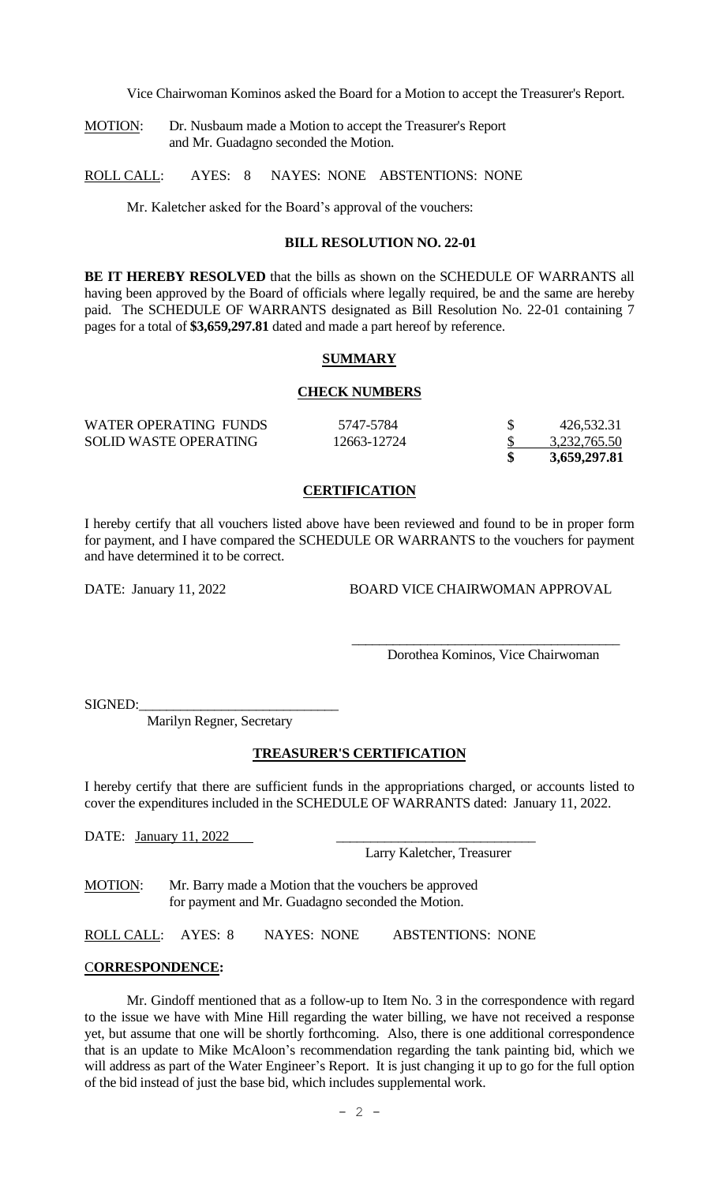Vice Chairwoman Kominos asked the Board for a Motion to accept the Treasurer's Report.

MOTION: Dr. Nusbaum made a Motion to accept the Treasurer's Report and Mr. Guadagno seconded the Motion.

ROLL CALL: AYES: 8 NAYES: NONE ABSTENTIONS: NONE

Mr. Kaletcher asked for the Board's approval of the vouchers:

**BILL RESOLUTION NO. 22-01**

**BE IT HEREBY RESOLVED** that the bills as shown on the SCHEDULE OF WARRANTS all having been approved by the Board of officials where legally required, be and the same are hereby paid. The SCHEDULE OF WARRANTS designated as Bill Resolution No. 22-01 containing 7 pages for a total of **$3,659,297.81** dated and made a part hereof by reference.

**SUMMARY**

**CHECK NUMBERS**

| | | | |
|---|---|---|---|
| WATER OPERATING FUNDS | 5747-5784 | $ | 426,532.31 |
| SOLID WASTE OPERATING | 12663-12724 | $ | 3,232,765.50 |
| | | **$** | **3,659,297.81** |

**CERTIFICATION**

I hereby certify that all vouchers listed above have been reviewed and found to be in proper form for payment, and I have compared the SCHEDULE OR WARRANTS to the vouchers for payment and have determined it to be correct.

DATE: January 11, 2022 BOARD VICE CHAIRWOMAN APPROVAL

_______________________________________
Dorothea Kominos, Vice Chairwoman

SIGNED:_____________________________
Marilyn Regner, Secretary

**TREASURER'S CERTIFICATION**

I hereby certify that there are sufficient funds in the appropriations charged, or accounts listed to cover the expenditures included in the SCHEDULE OF WARRANTS dated: January 11, 2022.

DATE: January 11, 2022 _____________________________
Larry Kaletcher, Treasurer

MOTION: Mr. Barry made a Motion that the vouchers be approved for payment and Mr. Guadagno seconded the Motion.

ROLL CALL: AYES: 8 NAYES: NONE ABSTENTIONS: NONE

**CORRESPONDENCE:**

Mr. Gindoff mentioned that as a follow-up to Item No. 3 in the correspondence with regard to the issue we have with Mine Hill regarding the water billing, we have not received a response yet, but assume that one will be shortly forthcoming. Also, there is one additional correspondence that is an update to Mike McAloon's recommendation regarding the tank painting bid, which we will address as part of the Water Engineer's Report. It is just changing it up to go for the full option of the bid instead of just the base bid, which includes supplemental work.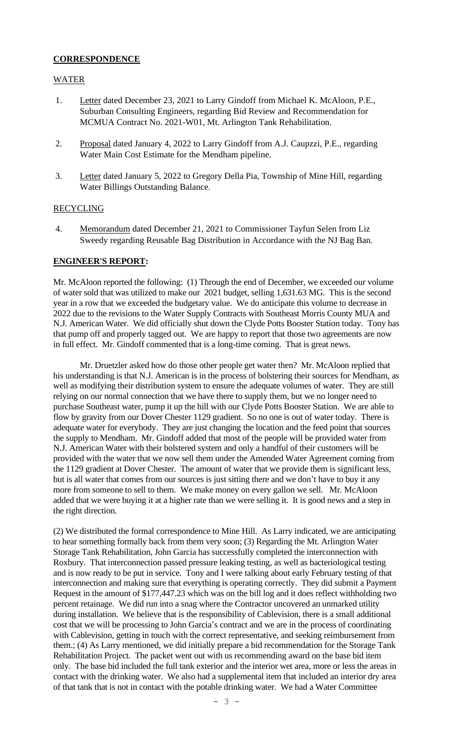**CORRESPONDENCE**

WATER

1. Letter dated December 23, 2021 to Larry Gindoff from Michael K. McAloon, P.E., Suburban Consulting Engineers, regarding Bid Review and Recommendation for MCMUA Contract No. 2021-W01, Mt. Arlington Tank Rehabilitation.

2. Proposal dated January 4, 2022 to Larry Gindoff from A.J. Caupzzi, P.E., regarding Water Main Cost Estimate for the Mendham pipeline.

3. Letter dated January 5, 2022 to Gregory Della Pia, Township of Mine Hill, regarding Water Billings Outstanding Balance.

RECYCLING

4. Memorandum dated December 21, 2021 to Commissioner Tayfun Selen from Liz Sweedy regarding Reusable Bag Distribution in Accordance with the NJ Bag Ban.

**ENGINEER'S REPORT:**

Mr. McAloon reported the following: (1) Through the end of December, we exceeded our volume of water sold that was utilized to make our 2021 budget, selling 1,631.63 MG. This is the second year in a row that we exceeded the budgetary value. We do anticipate this volume to decrease in 2022 due to the revisions to the Water Supply Contracts with Southeast Morris County MUA and N.J. American Water. We did officially shut down the Clyde Potts Booster Station today. Tony has that pump off and properly tagged out. We are happy to report that those two agreements are now in full effect. Mr. Gindoff commented that is a long-time coming. That is great news.

Mr. Druetzler asked how do those other people get water then? Mr. McAloon replied that his understanding is that N.J. American is in the process of bolstering their sources for Mendham, as well as modifying their distribution system to ensure the adequate volumes of water. They are still relying on our normal connection that we have there to supply them, but we no longer need to purchase Southeast water, pump it up the hill with our Clyde Potts Booster Station. We are able to flow by gravity from our Dover Chester 1129 gradient. So no one is out of water today. There is adequate water for everybody. They are just changing the location and the feed point that sources the supply to Mendham. Mr. Gindoff added that most of the people will be provided water from N.J. American Water with their bolstered system and only a handful of their customers will be provided with the water that we now sell them under the Amended Water Agreement coming from the 1129 gradient at Dover Chester. The amount of water that we provide them is significant less, but is all water that comes from our sources is just sitting there and we don't have to buy it any more from someone to sell to them. We make money on every gallon we sell. Mr. McAloon added that we were buying it at a higher rate than we were selling it. It is good news and a step in the right direction.

(2) We distributed the formal correspondence to Mine Hill. As Larry indicated, we are anticipating to hear something formally back from them very soon; (3) Regarding the Mt. Arlington Water Storage Tank Rehabilitation, John Garcia has successfully completed the interconnection with Roxbury. That interconnection passed pressure leaking testing, as well as bacteriological testing and is now ready to be put in service. Tony and I were talking about early February testing of that interconnection and making sure that everything is operating correctly. They did submit a Payment Request in the amount of $177,447.23 which was on the bill log and it does reflect withholding two percent retainage. We did run into a snag where the Contractor uncovered an unmarked utility during installation. We believe that is the responsibility of Cablevision, there is a small additional cost that we will be processing to John Garcia's contract and we are in the process of coordinating with Cablevision, getting in touch with the correct representative, and seeking reimbursement from them.; (4) As Larry mentioned, we did initially prepare a bid recommendation for the Storage Tank Rehabilitation Project. The packet went out with us recommending award on the base bid item only. The base bid included the full tank exterior and the interior wet area, more or less the areas in contact with the drinking water. We also had a supplemental item that included an interior dry area of that tank that is not in contact with the potable drinking water. We had a Water Committee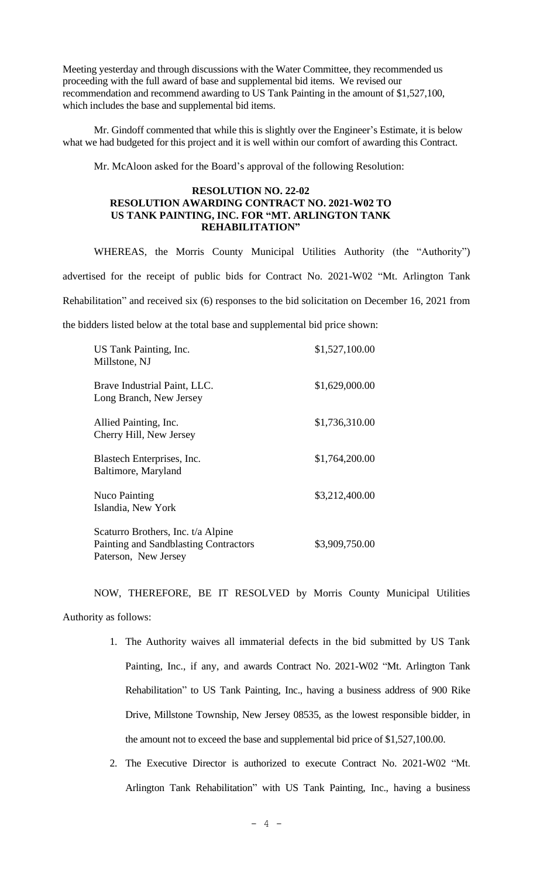Meeting yesterday and through discussions with the Water Committee, they recommended us proceeding with the full award of base and supplemental bid items. We revised our recommendation and recommend awarding to US Tank Painting in the amount of $1,527,100, which includes the base and supplemental bid items.

Mr. Gindoff commented that while this is slightly over the Engineer's Estimate, it is below what we had budgeted for this project and it is well within our comfort of awarding this Contract.

Mr. McAloon asked for the Board's approval of the following Resolution:

**RESOLUTION NO. 22-02**
**RESOLUTION AWARDING CONTRACT NO. 2021-W02 TO US TANK PAINTING, INC. FOR "MT. ARLINGTON TANK REHABILITATION"**

WHEREAS, the Morris County Municipal Utilities Authority (the "Authority") advertised for the receipt of public bids for Contract No. 2021-W02 "Mt. Arlington Tank Rehabilitation" and received six (6) responses to the bid solicitation on December 16, 2021 from the bidders listed below at the total base and supplemental bid price shown:

| Bidder | Total Base and Supplemental Bid Price |
|---|---|
| US Tank Painting, Inc.<br>Millstone, NJ | $1,527,100.00 |
| Brave Industrial Paint, LLC.<br>Long Branch, New Jersey | $1,629,000.00 |
| Allied Painting, Inc.<br>Cherry Hill, New Jersey | $1,736,310.00 |
| Blastech Enterprises, Inc.<br>Baltimore, Maryland | $1,764,200.00 |
| Nuco Painting<br>Islandia, New York | $3,212,400.00 |
| Scaturro Brothers, Inc. t/a Alpine Painting and Sandblasting Contractors<br>Paterson, New Jersey | $3,909,750.00 |

NOW, THEREFORE, BE IT RESOLVED by Morris County Municipal Utilities Authority as follows:

1. The Authority waives all immaterial defects in the bid submitted by US Tank Painting, Inc., if any, and awards Contract No. 2021-W02 "Mt. Arlington Tank Rehabilitation" to US Tank Painting, Inc., having a business address of 900 Rike Drive, Millstone Township, New Jersey 08535, as the lowest responsible bidder, in the amount not to exceed the base and supplemental bid price of $1,527,100.00.
2. The Executive Director is authorized to execute Contract No. 2021-W02 "Mt. Arlington Tank Rehabilitation" with US Tank Painting, Inc., having a business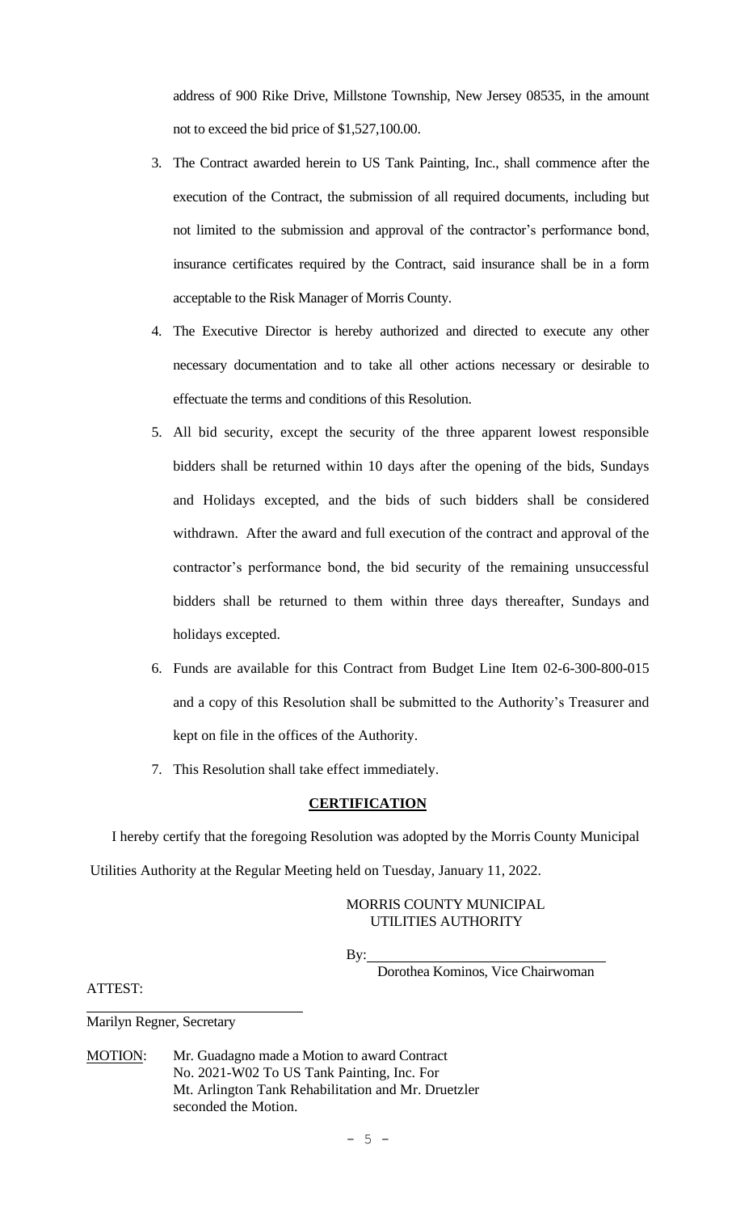address of 900 Rike Drive, Millstone Township, New Jersey 08535, in the amount not to exceed the bid price of $1,527,100.00.

3. The Contract awarded herein to US Tank Painting, Inc., shall commence after the execution of the Contract, the submission of all required documents, including but not limited to the submission and approval of the contractor's performance bond, insurance certificates required by the Contract, said insurance shall be in a form acceptable to the Risk Manager of Morris County.

4. The Executive Director is hereby authorized and directed to execute any other necessary documentation and to take all other actions necessary or desirable to effectuate the terms and conditions of this Resolution.

5. All bid security, except the security of the three apparent lowest responsible bidders shall be returned within 10 days after the opening of the bids, Sundays and Holidays excepted, and the bids of such bidders shall be considered withdrawn. After the award and full execution of the contract and approval of the contractor's performance bond, the bid security of the remaining unsuccessful bidders shall be returned to them within three days thereafter, Sundays and holidays excepted.

6. Funds are available for this Contract from Budget Line Item 02-6-300-800-015 and a copy of this Resolution shall be submitted to the Authority's Treasurer and kept on file in the offices of the Authority.

7. This Resolution shall take effect immediately.

**CERTIFICATION**

I hereby certify that the foregoing Resolution was adopted by the Morris County Municipal Utilities Authority at the Regular Meeting held on Tuesday, January 11, 2022.

MORRIS COUNTY MUNICIPAL
UTILITIES AUTHORITY

By: \_\_\_\_\_\_\_\_\_\_\_\_\_\_\_\_\_\_\_\_\_\_\_\_\_\_\_\_
Dorothea Kominos, Vice Chairwoman

ATTEST:

\_\_\_\_\_\_\_\_\_\_\_\_\_\_\_\_\_\_\_\_\_\_\_\_\_\_\_\_
Marilyn Regner, Secretary

MOTION: Mr. Guadagno made a Motion to award Contract No. 2021-W02 To US Tank Painting, Inc. For Mt. Arlington Tank Rehabilitation and Mr. Druetzler seconded the Motion.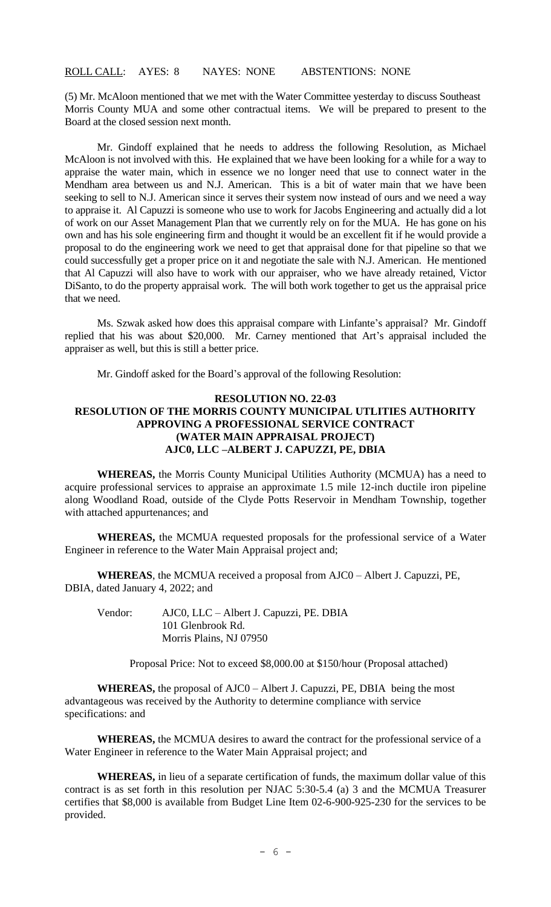ROLL CALL: AYES: 8 NAYES: NONE ABSTENTIONS: NONE

(5) Mr. McAloon mentioned that we met with the Water Committee yesterday to discuss Southeast Morris County MUA and some other contractual items. We will be prepared to present to the Board at the closed session next month.

Mr. Gindoff explained that he needs to address the following Resolution, as Michael McAloon is not involved with this. He explained that we have been looking for a while for a way to appraise the water main, which in essence we no longer need that use to connect water in the Mendham area between us and N.J. American. This is a bit of water main that we have been seeking to sell to N.J. American since it serves their system now instead of ours and we need a way to appraise it. Al Capuzzi is someone who use to work for Jacobs Engineering and actually did a lot of work on our Asset Management Plan that we currently rely on for the MUA. He has gone on his own and has his sole engineering firm and thought it would be an excellent fit if he would provide a proposal to do the engineering work we need to get that appraisal done for that pipeline so that we could successfully get a proper price on it and negotiate the sale with N.J. American. He mentioned that Al Capuzzi will also have to work with our appraiser, who we have already retained, Victor DiSanto, to do the property appraisal work. The will both work together to get us the appraisal price that we need.

Ms. Szwak asked how does this appraisal compare with Linfante's appraisal? Mr. Gindoff replied that his was about $20,000. Mr. Carney mentioned that Art's appraisal included the appraiser as well, but this is still a better price.

Mr. Gindoff asked for the Board's approval of the following Resolution:

**RESOLUTION NO. 22-03**
**RESOLUTION OF THE MORRIS COUNTY MUNICIPAL UTLITIES AUTHORITY APPROVING A PROFESSIONAL SERVICE CONTRACT (WATER MAIN APPRAISAL PROJECT) AJC0, LLC –ALBERT J. CAPUZZI, PE, DBIA**

**WHEREAS,** the Morris County Municipal Utilities Authority (MCMUA) has a need to acquire professional services to appraise an approximate 1.5 mile 12-inch ductile iron pipeline along Woodland Road, outside of the Clyde Potts Reservoir in Mendham Township, together with attached appurtenances; and

**WHEREAS,** the MCMUA requested proposals for the professional service of a Water Engineer in reference to the Water Main Appraisal project and;

**WHEREAS**, the MCMUA received a proposal from AJC0 – Albert J. Capuzzi, PE, DBIA, dated January 4, 2022; and

Vendor: AJC0, LLC – Albert J. Capuzzi, PE. DBIA
101 Glenbrook Rd.
Morris Plains, NJ 07950

Proposal Price: Not to exceed $8,000.00 at $150/hour (Proposal attached)

**WHEREAS,** the proposal of AJC0 – Albert J. Capuzzi, PE, DBIA being the most advantageous was received by the Authority to determine compliance with service specifications: and

**WHEREAS,** the MCMUA desires to award the contract for the professional service of a Water Engineer in reference to the Water Main Appraisal project; and

**WHEREAS,** in lieu of a separate certification of funds, the maximum dollar value of this contract is as set forth in this resolution per NJAC 5:30-5.4 (a) 3 and the MCMUA Treasurer certifies that $8,000 is available from Budget Line Item 02-6-900-925-230 for the services to be provided.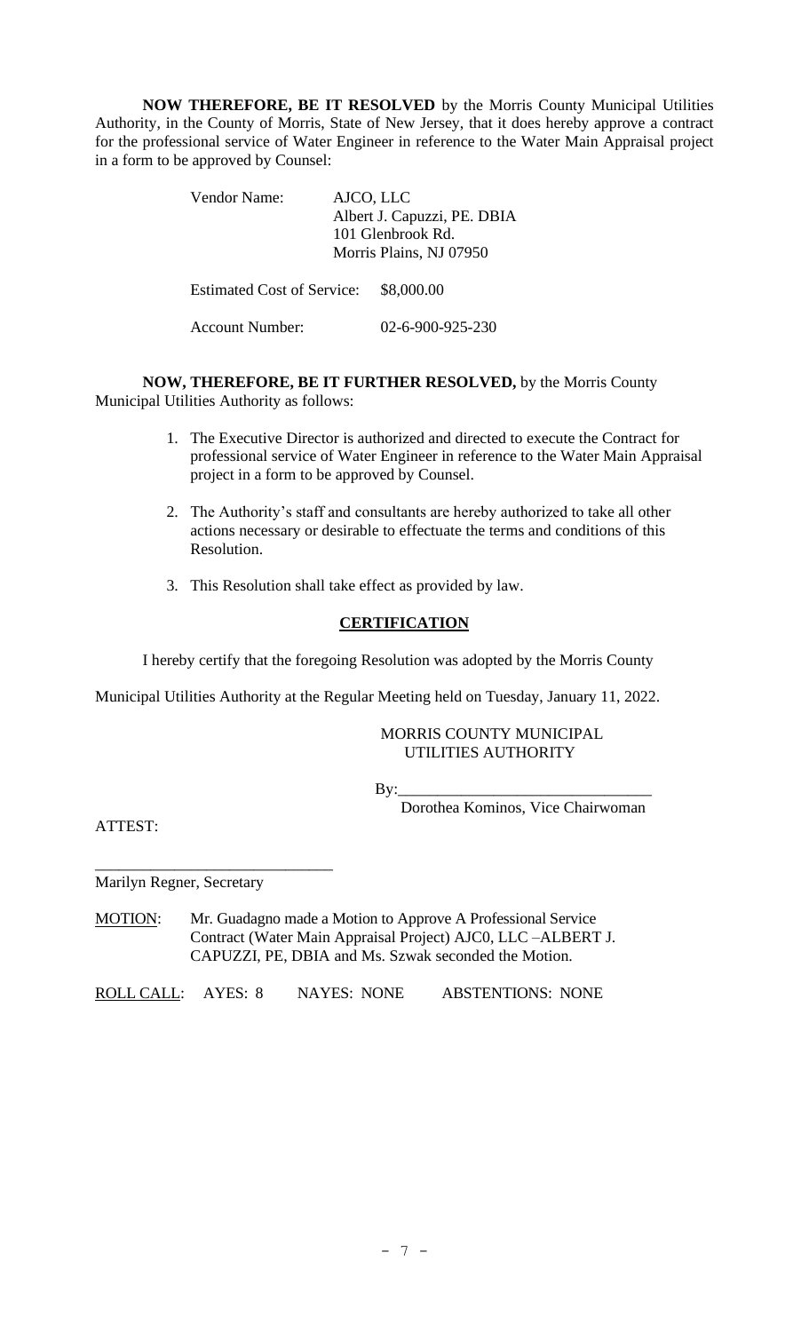**NOW THEREFORE, BE IT RESOLVED** by the Morris County Municipal Utilities Authority, in the County of Morris, State of New Jersey, that it does hereby approve a contract for the professional service of Water Engineer in reference to the Water Main Appraisal project in a form to be approved by Counsel:

Vendor Name: AJCO, LLC
Albert J. Capuzzi, PE. DBIA
101 Glenbrook Rd.
Morris Plains, NJ 07950

Estimated Cost of Service: $8,000.00

Account Number: 02-6-900-925-230

**NOW, THEREFORE, BE IT FURTHER RESOLVED,** by the Morris County Municipal Utilities Authority as follows:

1. The Executive Director is authorized and directed to execute the Contract for professional service of Water Engineer in reference to the Water Main Appraisal project in a form to be approved by Counsel.

2. The Authority's staff and consultants are hereby authorized to take all other actions necessary or desirable to effectuate the terms and conditions of this Resolution.

3. This Resolution shall take effect as provided by law.

## CERTIFICATION

I hereby certify that the foregoing Resolution was adopted by the Morris County Municipal Utilities Authority at the Regular Meeting held on Tuesday, January 11, 2022.

MORRIS COUNTY MUNICIPAL UTILITIES AUTHORITY

By:_______________________________
Dorothea Kominos, Vice Chairwoman

ATTEST:

_______________________________
Marilyn Regner, Secretary

MOTION: Mr. Guadagno made a Motion to Approve A Professional Service Contract (Water Main Appraisal Project) AJC0, LLC –ALBERT J. CAPUZZI, PE, DBIA and Ms. Szwak seconded the Motion.

ROLL CALL: AYES: 8 NAYES: NONE ABSTENTIONS: NONE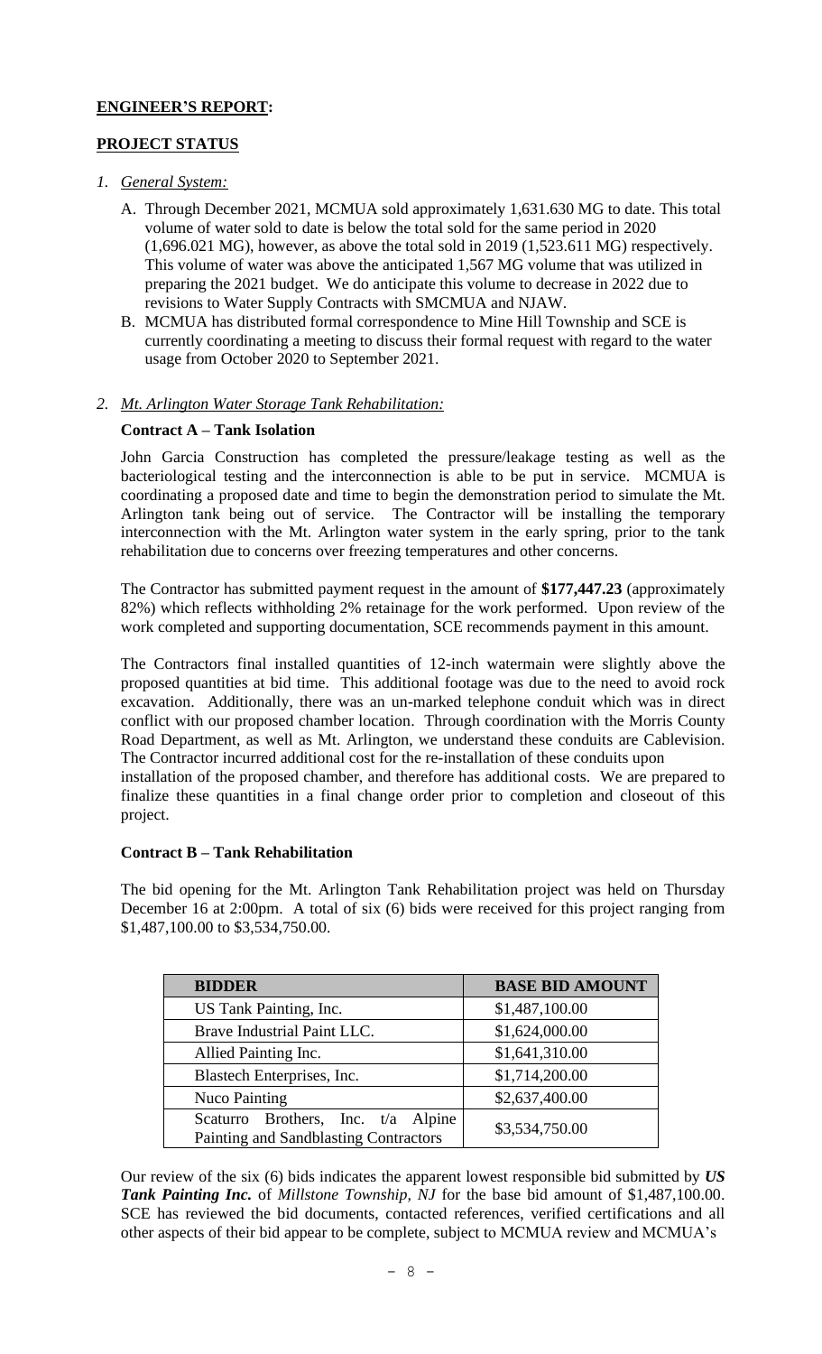## ENGINEER'S REPORT:

## PROJECT STATUS

1. *General System:*

   A. Through December 2021, MCMUA sold approximately 1,631.630 MG to date. This total volume of water sold to date is below the total sold for the same period in 2020 (1,696.021 MG), however, as above the total sold in 2019 (1,523.611 MG) respectively. This volume of water was above the anticipated 1,567 MG volume that was utilized in preparing the 2021 budget. We do anticipate this volume to decrease in 2022 due to revisions to Water Supply Contracts with SMCMUA and NJAW.

   B. MCMUA has distributed formal correspondence to Mine Hill Township and SCE is currently coordinating a meeting to discuss their formal request with regard to the water usage from October 2020 to September 2021.

2. *Mt. Arlington Water Storage Tank Rehabilitation:*

**Contract A – Tank Isolation**

John Garcia Construction has completed the pressure/leakage testing as well as the bacteriological testing and the interconnection is able to be put in service. MCMUA is coordinating a proposed date and time to begin the demonstration period to simulate the Mt. Arlington tank being out of service. The Contractor will be installing the temporary interconnection with the Mt. Arlington water system in the early spring, prior to the tank rehabilitation due to concerns over freezing temperatures and other concerns.

The Contractor has submitted payment request in the amount of **$177,447.23** (approximately 82%) which reflects withholding 2% retainage for the work performed. Upon review of the work completed and supporting documentation, SCE recommends payment in this amount.

The Contractors final installed quantities of 12-inch watermain were slightly above the proposed quantities at bid time. This additional footage was due to the need to avoid rock excavation. Additionally, there was an un-marked telephone conduit which was in direct conflict with our proposed chamber location. Through coordination with the Morris County Road Department, as well as Mt. Arlington, we understand these conduits are Cablevision. The Contractor incurred additional cost for the re-installation of these conduits upon installation of the proposed chamber, and therefore has additional costs. We are prepared to finalize these quantities in a final change order prior to completion and closeout of this project.

**Contract B – Tank Rehabilitation**

The bid opening for the Mt. Arlington Tank Rehabilitation project was held on Thursday December 16 at 2:00pm. A total of six (6) bids were received for this project ranging from $1,487,100.00 to $3,534,750.00.

| BIDDER | BASE BID AMOUNT |
|---|---|
| US Tank Painting, Inc. | $1,487,100.00 |
| Brave Industrial Paint LLC. | $1,624,000.00 |
| Allied Painting Inc. | $1,641,310.00 |
| Blastech Enterprises, Inc. | $1,714,200.00 |
| Nuco Painting | $2,637,400.00 |
| Scaturro Brothers, Inc. t/a Alpine Painting and Sandblasting Contractors | $3,534,750.00 |

Our review of the six (6) bids indicates the apparent lowest responsible bid submitted by ***US Tank Painting Inc.*** of *Millstone Township, NJ* for the base bid amount of $1,487,100.00. SCE has reviewed the bid documents, contacted references, verified certifications and all other aspects of their bid appear to be complete, subject to MCMUA review and MCMUA's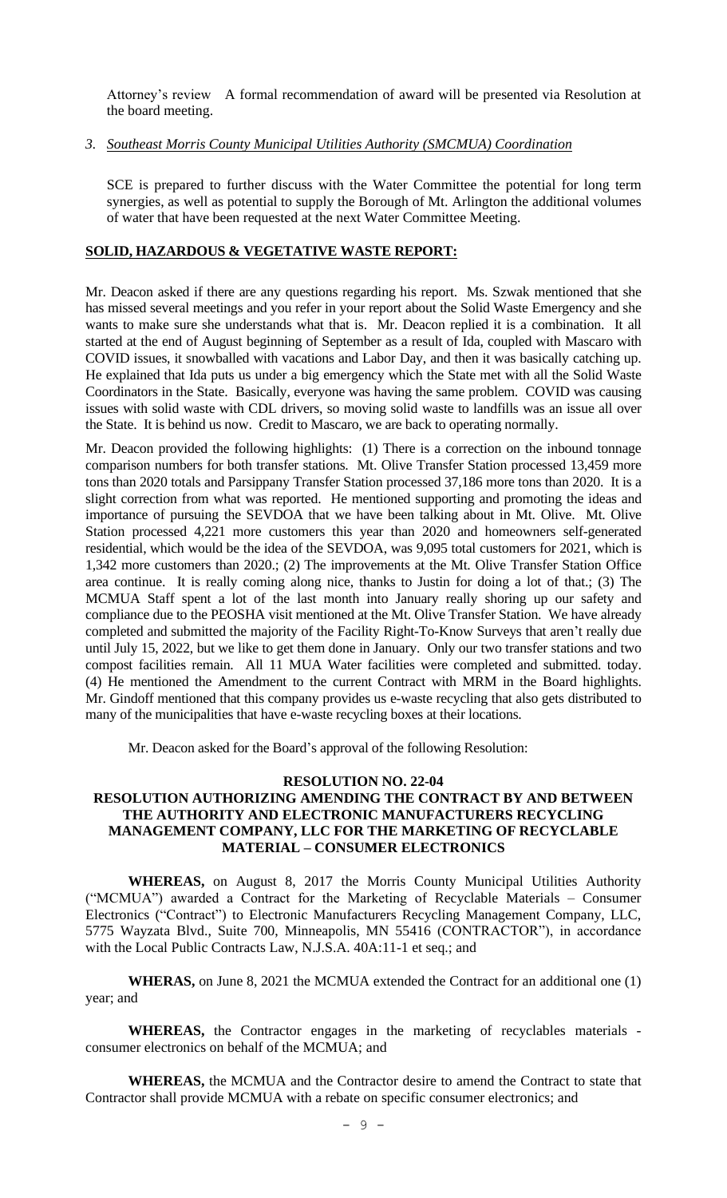Attorney's review A formal recommendation of award will be presented via Resolution at the board meeting.

*3. Southeast Morris County Municipal Utilities Authority (SMCMUA) Coordination*

SCE is prepared to further discuss with the Water Committee the potential for long term synergies, as well as potential to supply the Borough of Mt. Arlington the additional volumes of water that have been requested at the next Water Committee Meeting.

**SOLID, HAZARDOUS & VEGETATIVE WASTE REPORT:**

Mr. Deacon asked if there are any questions regarding his report. Ms. Szwak mentioned that she has missed several meetings and you refer in your report about the Solid Waste Emergency and she wants to make sure she understands what that is. Mr. Deacon replied it is a combination. It all started at the end of August beginning of September as a result of Ida, coupled with Mascaro with COVID issues, it snowballed with vacations and Labor Day, and then it was basically catching up. He explained that Ida puts us under a big emergency which the State met with all the Solid Waste Coordinators in the State. Basically, everyone was having the same problem. COVID was causing issues with solid waste with CDL drivers, so moving solid waste to landfills was an issue all over the State. It is behind us now. Credit to Mascaro, we are back to operating normally.

Mr. Deacon provided the following highlights: (1) There is a correction on the inbound tonnage comparison numbers for both transfer stations. Mt. Olive Transfer Station processed 13,459 more tons than 2020 totals and Parsippany Transfer Station processed 37,186 more tons than 2020. It is a slight correction from what was reported. He mentioned supporting and promoting the ideas and importance of pursuing the SEVDOA that we have been talking about in Mt. Olive. Mt. Olive Station processed 4,221 more customers this year than 2020 and homeowners self-generated residential, which would be the idea of the SEVDOA, was 9,095 total customers for 2021, which is 1,342 more customers than 2020.; (2) The improvements at the Mt. Olive Transfer Station Office area continue. It is really coming along nice, thanks to Justin for doing a lot of that.; (3) The MCMUA Staff spent a lot of the last month into January really shoring up our safety and compliance due to the PEOSHA visit mentioned at the Mt. Olive Transfer Station. We have already completed and submitted the majority of the Facility Right-To-Know Surveys that aren't really due until July 15, 2022, but we like to get them done in January. Only our two transfer stations and two compost facilities remain. All 11 MUA Water facilities were completed and submitted. today. (4) He mentioned the Amendment to the current Contract with MRM in the Board highlights. Mr. Gindoff mentioned that this company provides us e-waste recycling that also gets distributed to many of the municipalities that have e-waste recycling boxes at their locations.

Mr. Deacon asked for the Board's approval of the following Resolution:

**RESOLUTION NO. 22-04**
**RESOLUTION AUTHORIZING AMENDING THE CONTRACT BY AND BETWEEN THE AUTHORITY AND ELECTRONIC MANUFACTURERS RECYCLING MANAGEMENT COMPANY, LLC FOR THE MARKETING OF RECYCLABLE MATERIAL – CONSUMER ELECTRONICS**

**WHEREAS,** on August 8, 2017 the Morris County Municipal Utilities Authority ("MCMUA") awarded a Contract for the Marketing of Recyclable Materials – Consumer Electronics ("Contract") to Electronic Manufacturers Recycling Management Company, LLC, 5775 Wayzata Blvd., Suite 700, Minneapolis, MN 55416 (CONTRACTOR"), in accordance with the Local Public Contracts Law, N.J.S.A. 40A:11-1 et seq.; and

**WHERAS,** on June 8, 2021 the MCMUA extended the Contract for an additional one (1) year; and

**WHEREAS,** the Contractor engages in the marketing of recyclables materials - consumer electronics on behalf of the MCMUA; and

**WHEREAS,** the MCMUA and the Contractor desire to amend the Contract to state that Contractor shall provide MCMUA with a rebate on specific consumer electronics; and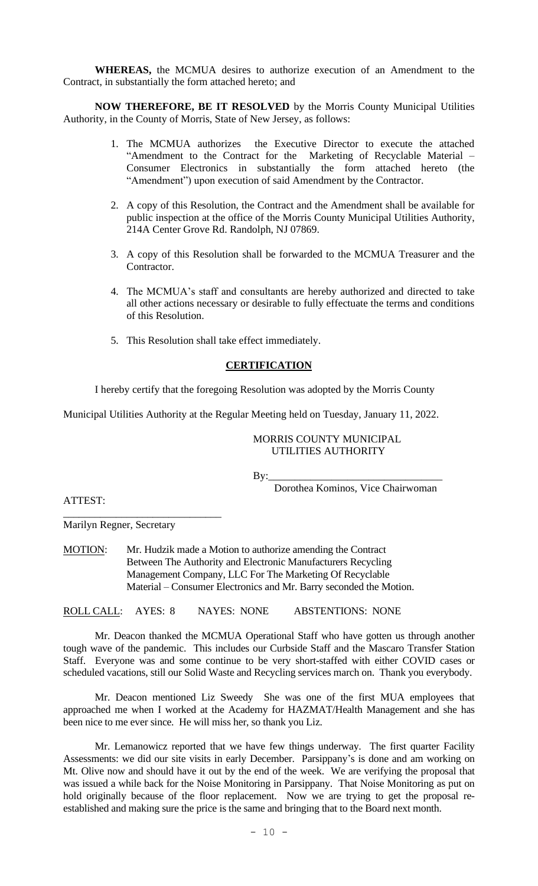**WHEREAS,** the MCMUA desires to authorize execution of an Amendment to the Contract, in substantially the form attached hereto; and

**NOW THEREFORE, BE IT RESOLVED** by the Morris County Municipal Utilities Authority, in the County of Morris, State of New Jersey, as follows:

1. The MCMUA authorizes the Executive Director to execute the attached "Amendment to the Contract for the Marketing of Recyclable Material – Consumer Electronics in substantially the form attached hereto (the "Amendment") upon execution of said Amendment by the Contractor.

2. A copy of this Resolution, the Contract and the Amendment shall be available for public inspection at the office of the Morris County Municipal Utilities Authority, 214A Center Grove Rd. Randolph, NJ 07869.

3. A copy of this Resolution shall be forwarded to the MCMUA Treasurer and the Contractor.

4. The MCMUA's staff and consultants are hereby authorized and directed to take all other actions necessary or desirable to fully effectuate the terms and conditions of this Resolution.

5. This Resolution shall take effect immediately.

## CERTIFICATION

I hereby certify that the foregoing Resolution was adopted by the Morris County Municipal Utilities Authority at the Regular Meeting held on Tuesday, January 11, 2022.

MORRIS COUNTY MUNICIPAL UTILITIES AUTHORITY

By:________________________________
Dorothea Kominos, Vice Chairwoman

ATTEST:

______________________________
Marilyn Regner, Secretary

MOTION: Mr. Hudzik made a Motion to authorize amending the Contract Between The Authority and Electronic Manufacturers Recycling Management Company, LLC For The Marketing Of Recyclable Material – Consumer Electronics and Mr. Barry seconded the Motion.

ROLL CALL: AYES: 8 NAYES: NONE ABSTENTIONS: NONE

Mr. Deacon thanked the MCMUA Operational Staff who have gotten us through another tough wave of the pandemic. This includes our Curbside Staff and the Mascaro Transfer Station Staff. Everyone was and some continue to be very short-staffed with either COVID cases or scheduled vacations, still our Solid Waste and Recycling services march on. Thank you everybody.

Mr. Deacon mentioned Liz Sweedy She was one of the first MUA employees that approached me when I worked at the Academy for HAZMAT/Health Management and she has been nice to me ever since. He will miss her, so thank you Liz.

Mr. Lemanowicz reported that we have few things underway. The first quarter Facility Assessments: we did our site visits in early December. Parsippany's is done and am working on Mt. Olive now and should have it out by the end of the week. We are verifying the proposal that was issued a while back for the Noise Monitoring in Parsippany. That Noise Monitoring as put on hold originally because of the floor replacement. Now we are trying to get the proposal re-established and making sure the price is the same and bringing that to the Board next month.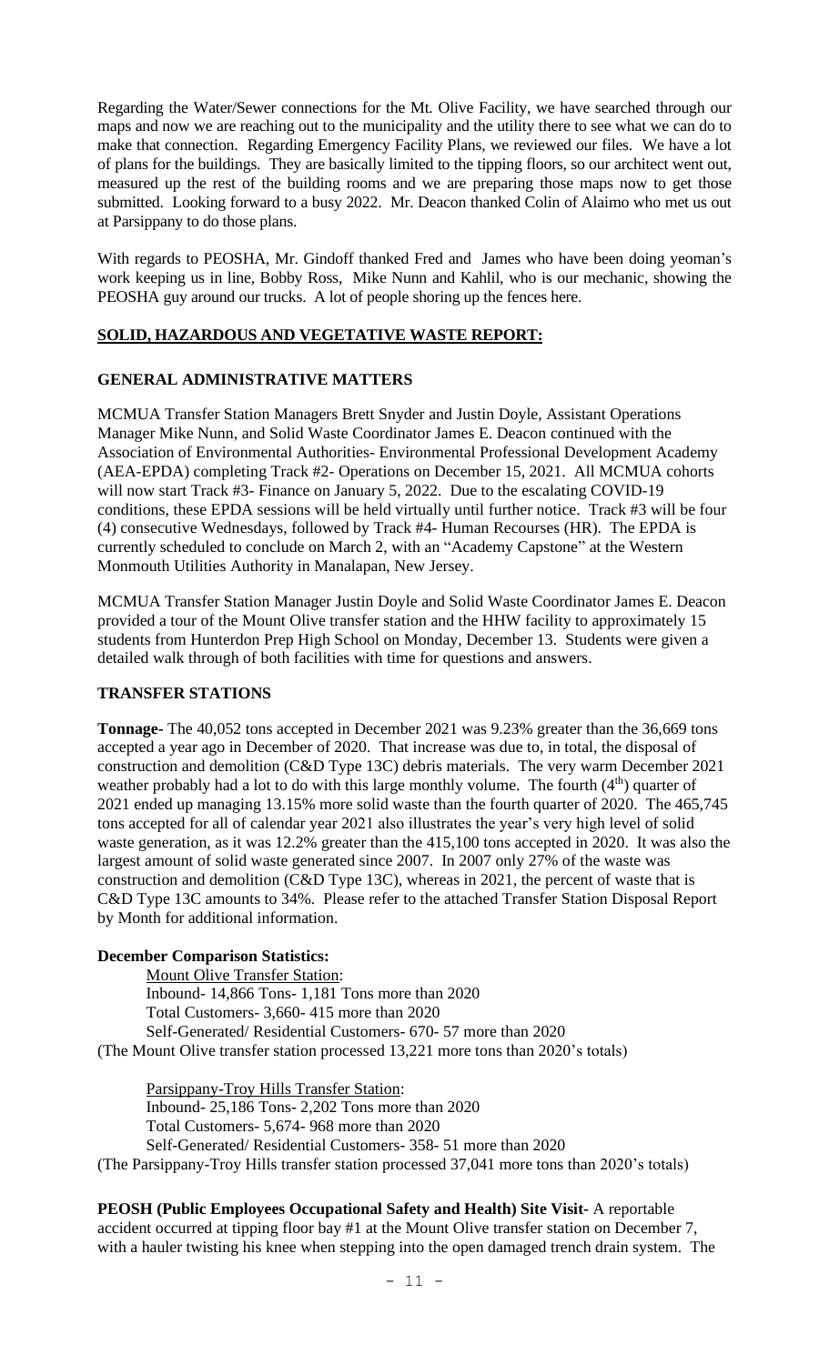Regarding the Water/Sewer connections for the Mt. Olive Facility, we have searched through our maps and now we are reaching out to the municipality and the utility there to see what we can do to make that connection. Regarding Emergency Facility Plans, we reviewed our files. We have a lot of plans for the buildings. They are basically limited to the tipping floors, so our architect went out, measured up the rest of the building rooms and we are preparing those maps now to get those submitted. Looking forward to a busy 2022. Mr. Deacon thanked Colin of Alaimo who met us out at Parsippany to do those plans.

With regards to PEOSHA, Mr. Gindoff thanked Fred and James who have been doing yeoman's work keeping us in line, Bobby Ross, Mike Nunn and Kahlil, who is our mechanic, showing the PEOSHA guy around our trucks. A lot of people shoring up the fences here.

## SOLID, HAZARDOUS AND VEGETATIVE WASTE REPORT:

### GENERAL ADMINISTRATIVE MATTERS

MCMUA Transfer Station Managers Brett Snyder and Justin Doyle, Assistant Operations Manager Mike Nunn, and Solid Waste Coordinator James E. Deacon continued with the Association of Environmental Authorities- Environmental Professional Development Academy (AEA-EPDA) completing Track #2- Operations on December 15, 2021. All MCMUA cohorts will now start Track #3- Finance on January 5, 2022. Due to the escalating COVID-19 conditions, these EPDA sessions will be held virtually until further notice. Track #3 will be four (4) consecutive Wednesdays, followed by Track #4- Human Recourses (HR). The EPDA is currently scheduled to conclude on March 2, with an "Academy Capstone" at the Western Monmouth Utilities Authority in Manalapan, New Jersey.

MCMUA Transfer Station Manager Justin Doyle and Solid Waste Coordinator James E. Deacon provided a tour of the Mount Olive transfer station and the HHW facility to approximately 15 students from Hunterdon Prep High School on Monday, December 13. Students were given a detailed walk through of both facilities with time for questions and answers.

### TRANSFER STATIONS

**Tonnage-** The 40,052 tons accepted in December 2021 was 9.23% greater than the 36,669 tons accepted a year ago in December of 2020. That increase was due to, in total, the disposal of construction and demolition (C&D Type 13C) debris materials. The very warm December 2021 weather probably had a lot to do with this large monthly volume. The fourth (4th) quarter of 2021 ended up managing 13.15% more solid waste than the fourth quarter of 2020. The 465,745 tons accepted for all of calendar year 2021 also illustrates the year's very high level of solid waste generation, as it was 12.2% greater than the 415,100 tons accepted in 2020. It was also the largest amount of solid waste generated since 2007. In 2007 only 27% of the waste was construction and demolition (C&D Type 13C), whereas in 2021, the percent of waste that is C&D Type 13C amounts to 34%. Please refer to the attached Transfer Station Disposal Report by Month for additional information.

**December Comparison Statistics:**

Mount Olive Transfer Station:
Inbound- 14,866 Tons- 1,181 Tons more than 2020
Total Customers- 3,660- 415 more than 2020
Self-Generated/ Residential Customers- 670- 57 more than 2020
(The Mount Olive transfer station processed 13,221 more tons than 2020's totals)

Parsippany-Troy Hills Transfer Station:
Inbound- 25,186 Tons- 2,202 Tons more than 2020
Total Customers- 5,674- 968 more than 2020
Self-Generated/ Residential Customers- 358- 51 more than 2020
(The Parsippany-Troy Hills transfer station processed 37,041 more tons than 2020's totals)

**PEOSH (Public Employees Occupational Safety and Health) Site Visit-** A reportable accident occurred at tipping floor bay #1 at the Mount Olive transfer station on December 7, with a hauler twisting his knee when stepping into the open damaged trench drain system. The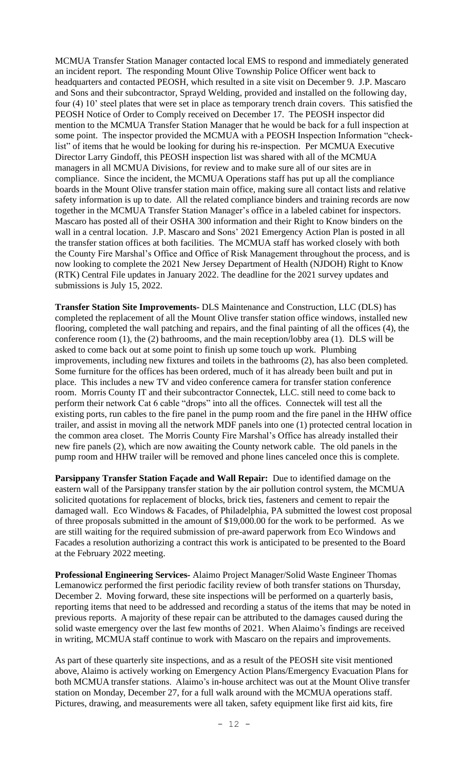MCMUA Transfer Station Manager contacted local EMS to respond and immediately generated an incident report. The responding Mount Olive Township Police Officer went back to headquarters and contacted PEOSH, which resulted in a site visit on December 9. J.P. Mascaro and Sons and their subcontractor, Sprayd Welding, provided and installed on the following day, four (4) 10' steel plates that were set in place as temporary trench drain covers. This satisfied the PEOSH Notice of Order to Comply received on December 17. The PEOSH inspector did mention to the MCMUA Transfer Station Manager that he would be back for a full inspection at some point. The inspector provided the MCMUA with a PEOSH Inspection Information "check-list" of items that he would be looking for during his re-inspection. Per MCMUA Executive Director Larry Gindoff, this PEOSH inspection list was shared with all of the MCMUA managers in all MCMUA Divisions, for review and to make sure all of our sites are in compliance. Since the incident, the MCMUA Operations staff has put up all the compliance boards in the Mount Olive transfer station main office, making sure all contact lists and relative safety information is up to date. All the related compliance binders and training records are now together in the MCMUA Transfer Station Manager's office in a labeled cabinet for inspectors. Mascaro has posted all of their OSHA 300 information and their Right to Know binders on the wall in a central location. J.P. Mascaro and Sons' 2021 Emergency Action Plan is posted in all the transfer station offices at both facilities. The MCMUA staff has worked closely with both the County Fire Marshal's Office and Office of Risk Management throughout the process, and is now looking to complete the 2021 New Jersey Department of Health (NJDOH) Right to Know (RTK) Central File updates in January 2022. The deadline for the 2021 survey updates and submissions is July 15, 2022.

**Transfer Station Site Improvements-** DLS Maintenance and Construction, LLC (DLS) has completed the replacement of all the Mount Olive transfer station office windows, installed new flooring, completed the wall patching and repairs, and the final painting of all the offices (4), the conference room (1), the (2) bathrooms, and the main reception/lobby area (1). DLS will be asked to come back out at some point to finish up some touch up work. Plumbing improvements, including new fixtures and toilets in the bathrooms (2), has also been completed. Some furniture for the offices has been ordered, much of it has already been built and put in place. This includes a new TV and video conference camera for transfer station conference room. Morris County IT and their subcontractor Connectek, LLC. still need to come back to perform their network Cat 6 cable "drops" into all the offices. Connectek will test all the existing ports, run cables to the fire panel in the pump room and the fire panel in the HHW office trailer, and assist in moving all the network MDF panels into one (1) protected central location in the common area closet. The Morris County Fire Marshal's Office has already installed their new fire panels (2), which are now awaiting the County network cable. The old panels in the pump room and HHW trailer will be removed and phone lines canceled once this is complete.

**Parsippany Transfer Station Façade and Wall Repair:** Due to identified damage on the eastern wall of the Parsippany transfer station by the air pollution control system, the MCMUA solicited quotations for replacement of blocks, brick ties, fasteners and cement to repair the damaged wall. Eco Windows & Facades, of Philadelphia, PA submitted the lowest cost proposal of three proposals submitted in the amount of $19,000.00 for the work to be performed. As we are still waiting for the required submission of pre-award paperwork from Eco Windows and Facades a resolution authorizing a contract this work is anticipated to be presented to the Board at the February 2022 meeting.

**Professional Engineering Services-** Alaimo Project Manager/Solid Waste Engineer Thomas Lemanowicz performed the first periodic facility review of both transfer stations on Thursday, December 2. Moving forward, these site inspections will be performed on a quarterly basis, reporting items that need to be addressed and recording a status of the items that may be noted in previous reports. A majority of these repair can be attributed to the damages caused during the solid waste emergency over the last few months of 2021. When Alaimo's findings are received in writing, MCMUA staff continue to work with Mascaro on the repairs and improvements.

As part of these quarterly site inspections, and as a result of the PEOSH site visit mentioned above, Alaimo is actively working on Emergency Action Plans/Emergency Evacuation Plans for both MCMUA transfer stations. Alaimo's in-house architect was out at the Mount Olive transfer station on Monday, December 27, for a full walk around with the MCMUA operations staff. Pictures, drawing, and measurements were all taken, safety equipment like first aid kits, fire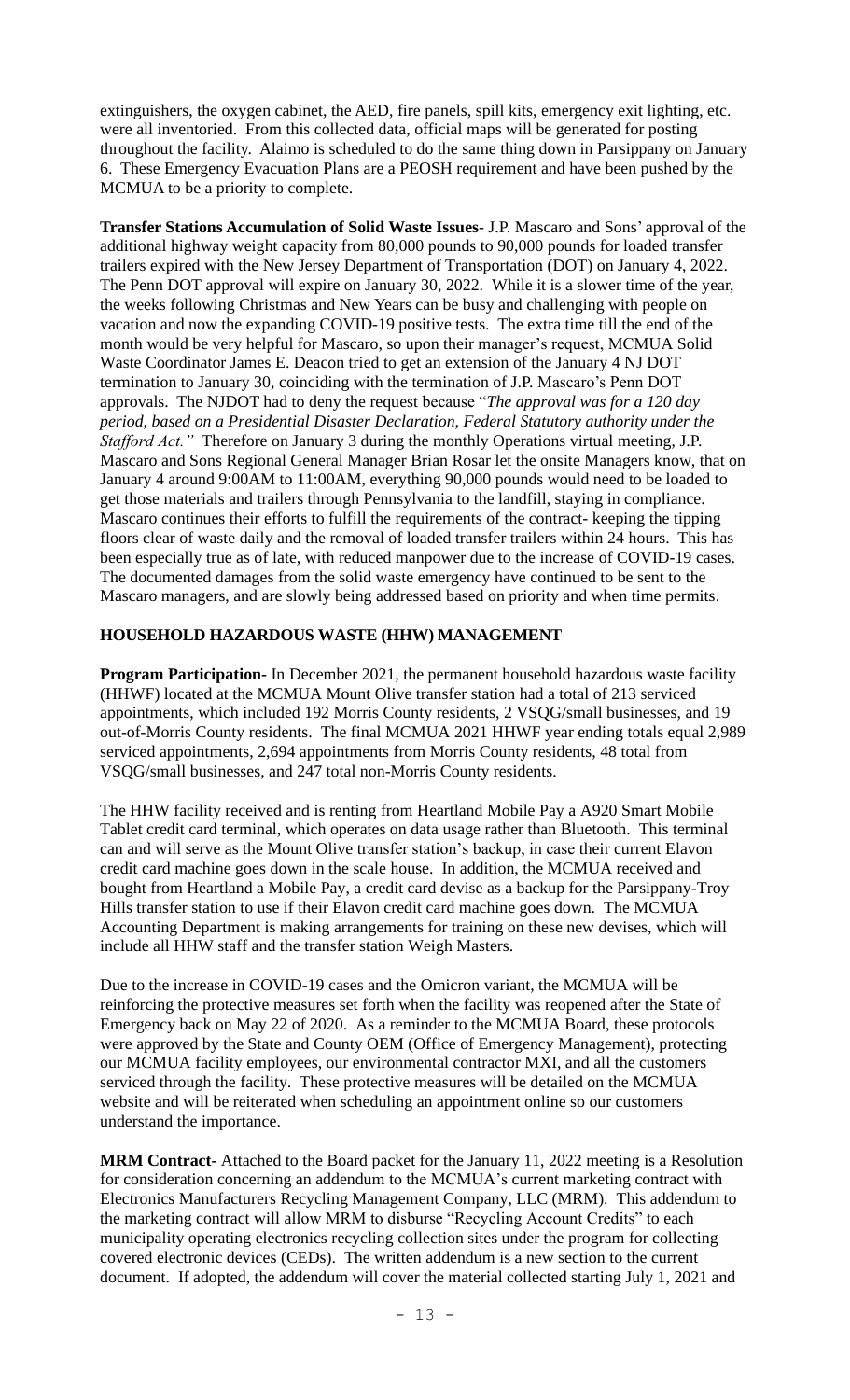extinguishers, the oxygen cabinet, the AED, fire panels, spill kits, emergency exit lighting, etc. were all inventoried. From this collected data, official maps will be generated for posting throughout the facility. Alaimo is scheduled to do the same thing down in Parsippany on January 6. These Emergency Evacuation Plans are a PEOSH requirement and have been pushed by the MCMUA to be a priority to complete.

**Transfer Stations Accumulation of Solid Waste Issues**- J.P. Mascaro and Sons' approval of the additional highway weight capacity from 80,000 pounds to 90,000 pounds for loaded transfer trailers expired with the New Jersey Department of Transportation (DOT) on January 4, 2022. The Penn DOT approval will expire on January 30, 2022. While it is a slower time of the year, the weeks following Christmas and New Years can be busy and challenging with people on vacation and now the expanding COVID-19 positive tests. The extra time till the end of the month would be very helpful for Mascaro, so upon their manager's request, MCMUA Solid Waste Coordinator James E. Deacon tried to get an extension of the January 4 NJ DOT termination to January 30, coinciding with the termination of J.P. Mascaro's Penn DOT approvals. The NJDOT had to deny the request because "*The approval was for a 120 day period, based on a Presidential Disaster Declaration, Federal Statutory authority under the Stafford Act.*" Therefore on January 3 during the monthly Operations virtual meeting, J.P. Mascaro and Sons Regional General Manager Brian Rosar let the onsite Managers know, that on January 4 around 9:00AM to 11:00AM, everything 90,000 pounds would need to be loaded to get those materials and trailers through Pennsylvania to the landfill, staying in compliance. Mascaro continues their efforts to fulfill the requirements of the contract- keeping the tipping floors clear of waste daily and the removal of loaded transfer trailers within 24 hours. This has been especially true as of late, with reduced manpower due to the increase of COVID-19 cases. The documented damages from the solid waste emergency have continued to be sent to the Mascaro managers, and are slowly being addressed based on priority and when time permits.

**HOUSEHOLD HAZARDOUS WASTE (HHW) MANAGEMENT**

**Program Participation-** In December 2021, the permanent household hazardous waste facility (HHWF) located at the MCMUA Mount Olive transfer station had a total of 213 serviced appointments, which included 192 Morris County residents, 2 VSQG/small businesses, and 19 out-of-Morris County residents. The final MCMUA 2021 HHWF year ending totals equal 2,989 serviced appointments, 2,694 appointments from Morris County residents, 48 total from VSQG/small businesses, and 247 total non-Morris County residents.

The HHW facility received and is renting from Heartland Mobile Pay a A920 Smart Mobile Tablet credit card terminal, which operates on data usage rather than Bluetooth. This terminal can and will serve as the Mount Olive transfer station's backup, in case their current Elavon credit card machine goes down in the scale house. In addition, the MCMUA received and bought from Heartland a Mobile Pay, a credit card devise as a backup for the Parsippany-Troy Hills transfer station to use if their Elavon credit card machine goes down. The MCMUA Accounting Department is making arrangements for training on these new devises, which will include all HHW staff and the transfer station Weigh Masters.

Due to the increase in COVID-19 cases and the Omicron variant, the MCMUA will be reinforcing the protective measures set forth when the facility was reopened after the State of Emergency back on May 22 of 2020. As a reminder to the MCMUA Board, these protocols were approved by the State and County OEM (Office of Emergency Management), protecting our MCMUA facility employees, our environmental contractor MXI, and all the customers serviced through the facility. These protective measures will be detailed on the MCMUA website and will be reiterated when scheduling an appointment online so our customers understand the importance.

**MRM Contract-** Attached to the Board packet for the January 11, 2022 meeting is a Resolution for consideration concerning an addendum to the MCMUA's current marketing contract with Electronics Manufacturers Recycling Management Company, LLC (MRM). This addendum to the marketing contract will allow MRM to disburse "Recycling Account Credits" to each municipality operating electronics recycling collection sites under the program for collecting covered electronic devices (CEDs). The written addendum is a new section to the current document. If adopted, the addendum will cover the material collected starting July 1, 2021 and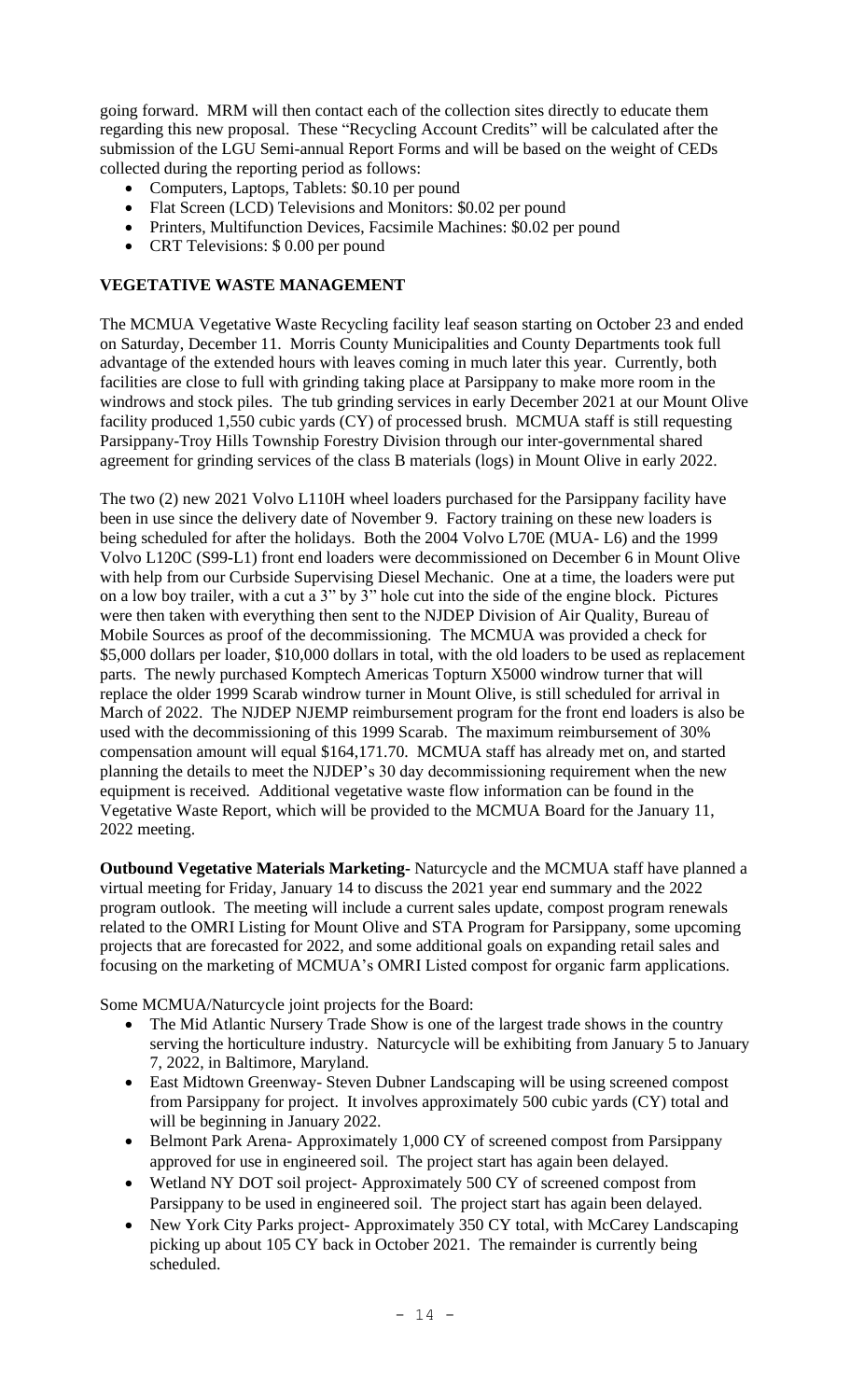going forward. MRM will then contact each of the collection sites directly to educate them regarding this new proposal. These "Recycling Account Credits" will be calculated after the submission of the LGU Semi-annual Report Forms and will be based on the weight of CEDs collected during the reporting period as follows:

- Computers, Laptops, Tablets: $0.10 per pound
- Flat Screen (LCD) Televisions and Monitors: $0.02 per pound
- Printers, Multifunction Devices, Facsimile Machines: $0.02 per pound
- CRT Televisions: $ 0.00 per pound

**VEGETATIVE WASTE MANAGEMENT**

The MCMUA Vegetative Waste Recycling facility leaf season starting on October 23 and ended on Saturday, December 11. Morris County Municipalities and County Departments took full advantage of the extended hours with leaves coming in much later this year. Currently, both facilities are close to full with grinding taking place at Parsippany to make more room in the windrows and stock piles. The tub grinding services in early December 2021 at our Mount Olive facility produced 1,550 cubic yards (CY) of processed brush. MCMUA staff is still requesting Parsippany-Troy Hills Township Forestry Division through our inter-governmental shared agreement for grinding services of the class B materials (logs) in Mount Olive in early 2022.

The two (2) new 2021 Volvo L110H wheel loaders purchased for the Parsippany facility have been in use since the delivery date of November 9. Factory training on these new loaders is being scheduled for after the holidays. Both the 2004 Volvo L70E (MUA- L6) and the 1999 Volvo L120C (S99-L1) front end loaders were decommissioned on December 6 in Mount Olive with help from our Curbside Supervising Diesel Mechanic. One at a time, the loaders were put on a low boy trailer, with a cut a 3" by 3" hole cut into the side of the engine block. Pictures were then taken with everything then sent to the NJDEP Division of Air Quality, Bureau of Mobile Sources as proof of the decommissioning. The MCMUA was provided a check for $5,000 dollars per loader, $10,000 dollars in total, with the old loaders to be used as replacement parts. The newly purchased Komptech Americas Topturn X5000 windrow turner that will replace the older 1999 Scarab windrow turner in Mount Olive, is still scheduled for arrival in March of 2022. The NJDEP NJEMP reimbursement program for the front end loaders is also be used with the decommissioning of this 1999 Scarab. The maximum reimbursement of 30% compensation amount will equal $164,171.70. MCMUA staff has already met on, and started planning the details to meet the NJDEP's 30 day decommissioning requirement when the new equipment is received. Additional vegetative waste flow information can be found in the Vegetative Waste Report, which will be provided to the MCMUA Board for the January 11, 2022 meeting.

**Outbound Vegetative Materials Marketing-** Naturcycle and the MCMUA staff have planned a virtual meeting for Friday, January 14 to discuss the 2021 year end summary and the 2022 program outlook. The meeting will include a current sales update, compost program renewals related to the OMRI Listing for Mount Olive and STA Program for Parsippany, some upcoming projects that are forecasted for 2022, and some additional goals on expanding retail sales and focusing on the marketing of MCMUA's OMRI Listed compost for organic farm applications.

Some MCMUA/Naturcycle joint projects for the Board:

- The Mid Atlantic Nursery Trade Show is one of the largest trade shows in the country serving the horticulture industry. Naturcycle will be exhibiting from January 5 to January 7, 2022, in Baltimore, Maryland.
- East Midtown Greenway- Steven Dubner Landscaping will be using screened compost from Parsippany for project. It involves approximately 500 cubic yards (CY) total and will be beginning in January 2022.
- Belmont Park Arena- Approximately 1,000 CY of screened compost from Parsippany approved for use in engineered soil. The project start has again been delayed.
- Wetland NY DOT soil project- Approximately 500 CY of screened compost from Parsippany to be used in engineered soil. The project start has again been delayed.
- New York City Parks project- Approximately 350 CY total, with McCarey Landscaping picking up about 105 CY back in October 2021. The remainder is currently being scheduled.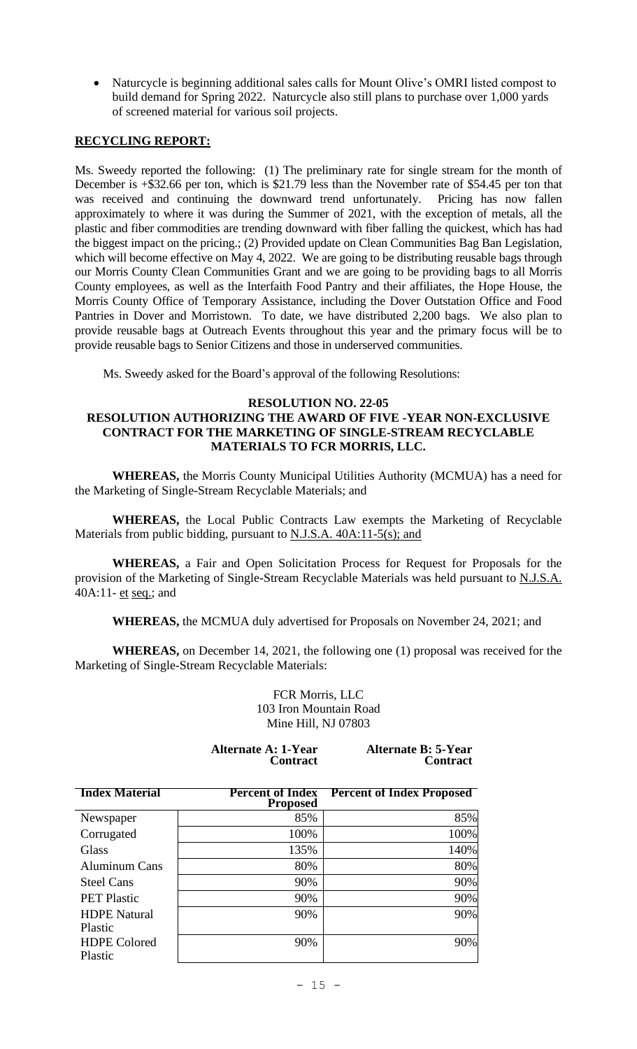- Naturcycle is beginning additional sales calls for Mount Olive's OMRI listed compost to build demand for Spring 2022. Naturcycle also still plans to purchase over 1,000 yards of screened material for various soil projects.

**RECYCLING REPORT:**

Ms. Sweedy reported the following: (1) The preliminary rate for single stream for the month of December is +$32.66 per ton, which is $21.79 less than the November rate of $54.45 per ton that was received and continuing the downward trend unfortunately. Pricing has now fallen approximately to where it was during the Summer of 2021, with the exception of metals, all the plastic and fiber commodities are trending downward with fiber falling the quickest, which has had the biggest impact on the pricing.; (2) Provided update on Clean Communities Bag Ban Legislation, which will become effective on May 4, 2022. We are going to be distributing reusable bags through our Morris County Clean Communities Grant and we are going to be providing bags to all Morris County employees, as well as the Interfaith Food Pantry and their affiliates, the Hope House, the Morris County Office of Temporary Assistance, including the Dover Outstation Office and Food Pantries in Dover and Morristown. To date, we have distributed 2,200 bags. We also plan to provide reusable bags at Outreach Events throughout this year and the primary focus will be to provide reusable bags to Senior Citizens and those in underserved communities.

Ms. Sweedy asked for the Board's approval of the following Resolutions:

**RESOLUTION NO. 22-05**
**RESOLUTION AUTHORIZING THE AWARD OF FIVE -YEAR NON-EXCLUSIVE CONTRACT FOR THE MARKETING OF SINGLE-STREAM RECYCLABLE MATERIALS TO FCR MORRIS, LLC.**

**WHEREAS,** the Morris County Municipal Utilities Authority (MCMUA) has a need for the Marketing of Single-Stream Recyclable Materials; and

**WHEREAS,** the Local Public Contracts Law exempts the Marketing of Recyclable Materials from public bidding, pursuant to N.J.S.A. 40A:11-5(s); and

**WHEREAS,** a Fair and Open Solicitation Process for Request for Proposals for the provision of the Marketing of Single-Stream Recyclable Materials was held pursuant to N.J.S.A. 40A:11- et seq.; and

**WHEREAS,** the MCMUA duly advertised for Proposals on November 24, 2021; and

**WHEREAS,** on December 14, 2021, the following one (1) proposal was received for the Marketing of Single-Stream Recyclable Materials:

FCR Morris, LLC
103 Iron Mountain Road
Mine Hill, NJ 07803

| | **Alternate A: 1-Year Contract** | **Alternate B: 5-Year Contract** |
|---|---|---|
| **Index Material** | **Percent of Index Proposed** | **Percent of Index Proposed** |
| Newspaper | 85% | 85% |
| Corrugated | 100% | 100% |
| Glass | 135% | 140% |
| Aluminum Cans | 80% | 80% |
| Steel Cans | 90% | 90% |
| PET Plastic | 90% | 90% |
| HDPE Natural Plastic | 90% | 90% |
| HDPE Colored Plastic | 90% | 90% |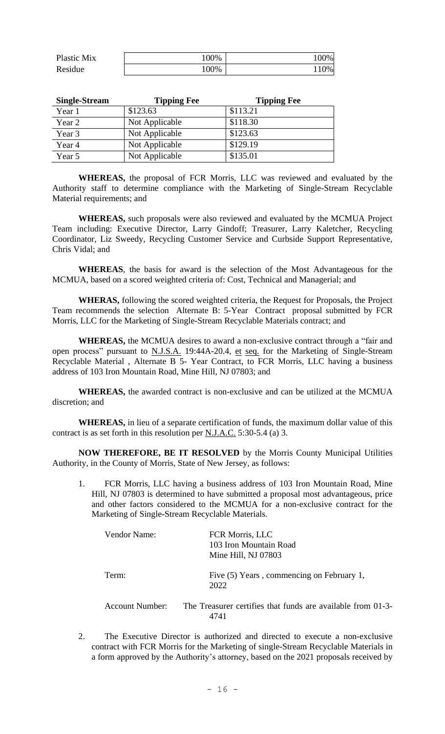| Plastic Mix | 100% | 100% |
|---|---|---|
| Residue | 100% | 110% |

| **Single-Stream** | **Tipping Fee** | **Tipping Fee** |
|---|---|---|
| Year 1 | $123.63 | $113.21 |
| Year 2 | Not Applicable | $118.30 |
| Year 3 | Not Applicable | $123.63 |
| Year 4 | Not Applicable | $129.19 |
| Year 5 | Not Applicable | $135.01 |

**WHEREAS,** the proposal of FCR Morris, LLC was reviewed and evaluated by the Authority staff to determine compliance with the Marketing of Single-Stream Recyclable Material requirements; and

**WHEREAS,** such proposals were also reviewed and evaluated by the MCMUA Project Team including: Executive Director, Larry Gindoff; Treasurer, Larry Kaletcher, Recycling Coordinator, Liz Sweedy, Recycling Customer Service and Curbside Support Representative, Chris Vidal; and

**WHEREAS**, the basis for award is the selection of the Most Advantageous for the MCMUA, based on a scored weighted criteria of: Cost, Technical and Managerial; and

**WHERAS,** following the scored weighted criteria, the Request for Proposals, the Project Team recommends the selection Alternate B: 5-Year Contract proposal submitted by FCR Morris, LLC for the Marketing of Single-Stream Recyclable Materials contract; and

**WHEREAS,** the MCMUA desires to award a non-exclusive contract through a "fair and open process" pursuant to N.J.S.A. 19:44A-20.4, et seq. for the Marketing of Single-Stream Recyclable Material , Alternate B 5- Year Contract, to FCR Morris, LLC having a business address of 103 Iron Mountain Road, Mine Hill, NJ 07803; and

**WHEREAS,** the awarded contract is non-exclusive and can be utilized at the MCMUA discretion; and

**WHEREAS,** in lieu of a separate certification of funds, the maximum dollar value of this contract is as set forth in this resolution per N.J.A.C. 5:30-5.4 (a) 3.

**NOW THEREFORE, BE IT RESOLVED** by the Morris County Municipal Utilities Authority, in the County of Morris, State of New Jersey, as follows:

1. FCR Morris, LLC having a business address of 103 Iron Mountain Road, Mine Hill, NJ 07803 is determined to have submitted a proposal most advantageous, price and other factors considered to the MCMUA for a non-exclusive contract for the Marketing of Single-Stream Recyclable Materials.

   Vendor Name: FCR Morris, LLC
   103 Iron Mountain Road
   Mine Hill, NJ 07803

   Term: Five (5) Years , commencing on February 1, 2022

   Account Number: The Treasurer certifies that funds are available from 01-3-4741

2. The Executive Director is authorized and directed to execute a non-exclusive contract with FCR Morris for the Marketing of single-Stream Recyclable Materials in a form approved by the Authority's attorney, based on the 2021 proposals received by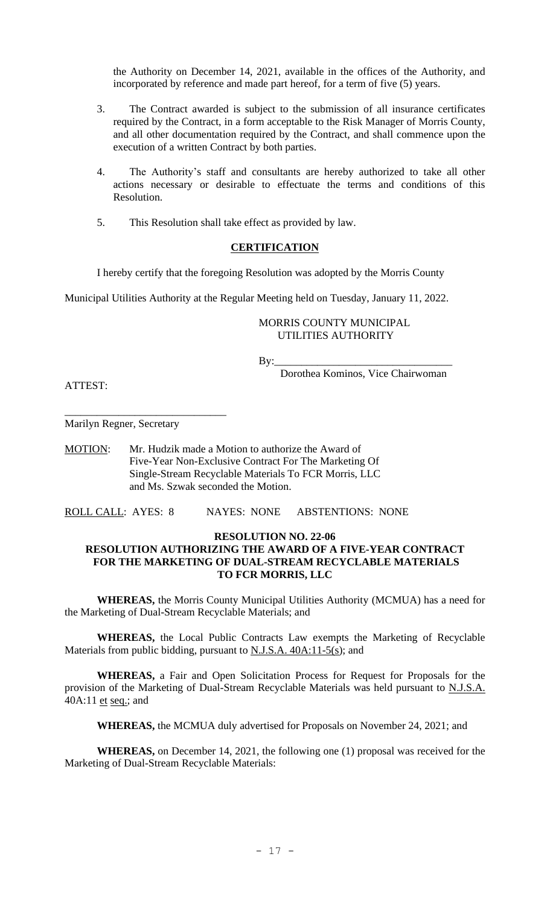the Authority on December 14, 2021, available in the offices of the Authority, and incorporated by reference and made part hereof, for a term of five (5) years.

3. The Contract awarded is subject to the submission of all insurance certificates required by the Contract, in a form acceptable to the Risk Manager of Morris County, and all other documentation required by the Contract, and shall commence upon the execution of a written Contract by both parties.

4. The Authority's staff and consultants are hereby authorized to take all other actions necessary or desirable to effectuate the terms and conditions of this Resolution.

5. This Resolution shall take effect as provided by law.

**CERTIFICATION**

I hereby certify that the foregoing Resolution was adopted by the Morris County Municipal Utilities Authority at the Regular Meeting held on Tuesday, January 11, 2022.

MORRIS COUNTY MUNICIPAL UTILITIES AUTHORITY

By:________________________________
Dorothea Kominos, Vice Chairwoman

ATTEST:

______________________________
Marilyn Regner, Secretary

MOTION: Mr. Hudzik made a Motion to authorize the Award of Five-Year Non-Exclusive Contract For The Marketing Of Single-Stream Recyclable Materials To FCR Morris, LLC and Ms. Szwak seconded the Motion.

ROLL CALL: AYES: 8 NAYES: NONE ABSTENTIONS: NONE

**RESOLUTION NO. 22-06**
**RESOLUTION AUTHORIZING THE AWARD OF A FIVE-YEAR CONTRACT FOR THE MARKETING OF DUAL-STREAM RECYCLABLE MATERIALS TO FCR MORRIS, LLC**

**WHEREAS,** the Morris County Municipal Utilities Authority (MCMUA) has a need for the Marketing of Dual-Stream Recyclable Materials; and

**WHEREAS,** the Local Public Contracts Law exempts the Marketing of Recyclable Materials from public bidding, pursuant to N.J.S.A. 40A:11-5(s); and

**WHEREAS,** a Fair and Open Solicitation Process for Request for Proposals for the provision of the Marketing of Dual-Stream Recyclable Materials was held pursuant to N.J.S.A. 40A:11 et seq.; and

**WHEREAS,** the MCMUA duly advertised for Proposals on November 24, 2021; and

**WHEREAS,** on December 14, 2021, the following one (1) proposal was received for the Marketing of Dual-Stream Recyclable Materials: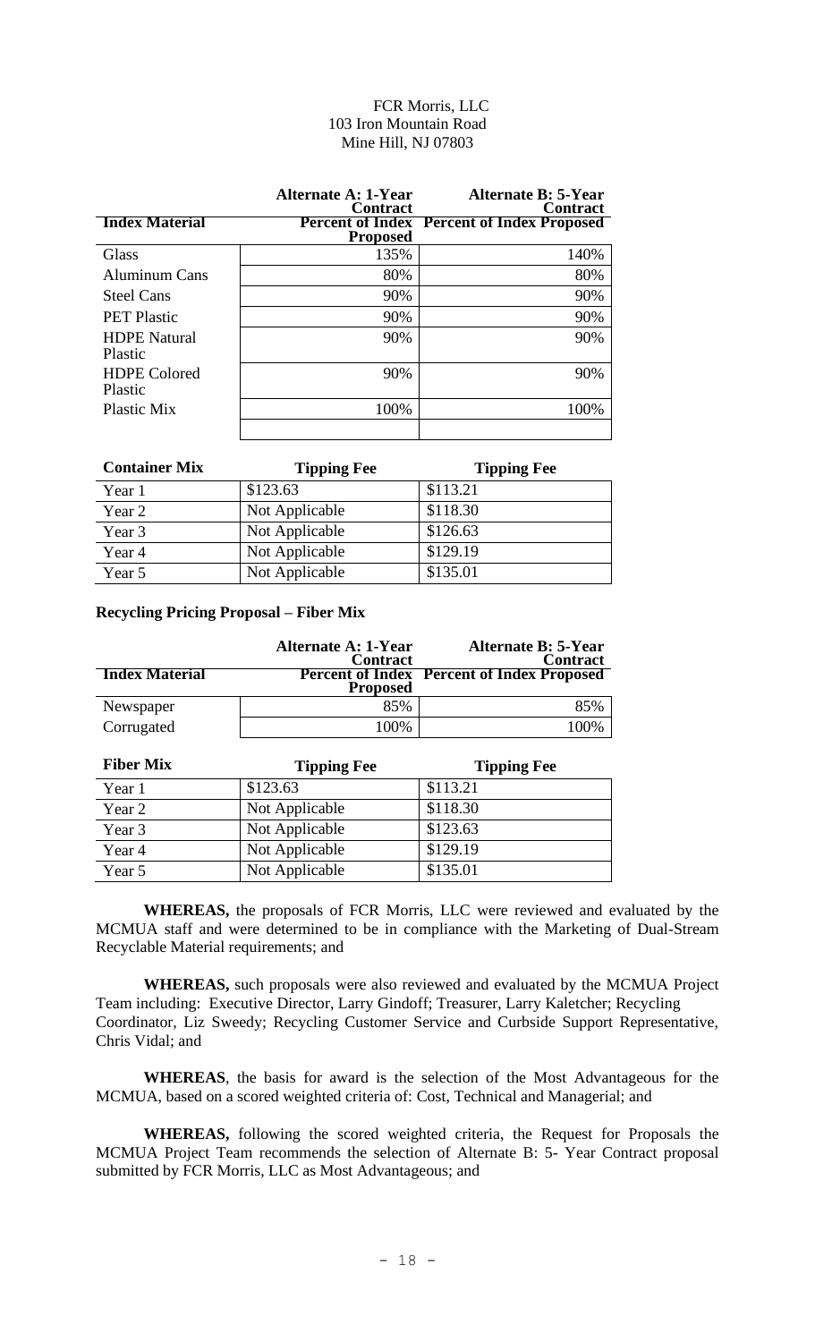FCR Morris, LLC
103 Iron Mountain Road
Mine Hill, NJ 07803

| Index Material | Alternate A: 1-Year Contract Percent of Index Proposed | Alternate B: 5-Year Contract Percent of Index Proposed |
|---|---|---|
| Glass | 135% | 140% |
| Aluminum Cans | 80% | 80% |
| Steel Cans | 90% | 90% |
| PET Plastic | 90% | 90% |
| HDPE Natural Plastic | 90% | 90% |
| HDPE Colored Plastic | 90% | 90% |
| Plastic Mix | 100% | 100% |
| | | |

| Container Mix | Tipping Fee | Tipping Fee |
|---|---|---|
| Year 1 | $123.63 | $113.21 |
| Year 2 | Not Applicable | $118.30 |
| Year 3 | Not Applicable | $126.63 |
| Year 4 | Not Applicable | $129.19 |
| Year 5 | Not Applicable | $135.01 |

**Recycling Pricing Proposal – Fiber Mix**

| Index Material | Alternate A: 1-Year Contract Percent of Index Proposed | Alternate B: 5-Year Contract Percent of Index Proposed |
|---|---|---|
| Newspaper | 85% | 85% |
| Corrugated | 100% | 100% |

| Fiber Mix | Tipping Fee | Tipping Fee |
|---|---|---|
| Year 1 | $123.63 | $113.21 |
| Year 2 | Not Applicable | $118.30 |
| Year 3 | Not Applicable | $123.63 |
| Year 4 | Not Applicable | $129.19 |
| Year 5 | Not Applicable | $135.01 |

**WHEREAS,** the proposals of FCR Morris, LLC were reviewed and evaluated by the MCMUA staff and were determined to be in compliance with the Marketing of Dual-Stream Recyclable Material requirements; and

**WHEREAS,** such proposals were also reviewed and evaluated by the MCMUA Project Team including: Executive Director, Larry Gindoff; Treasurer, Larry Kaletcher; Recycling Coordinator, Liz Sweedy; Recycling Customer Service and Curbside Support Representative, Chris Vidal; and

**WHEREAS**, the basis for award is the selection of the Most Advantageous for the MCMUA, based on a scored weighted criteria of: Cost, Technical and Managerial; and

**WHEREAS,** following the scored weighted criteria, the Request for Proposals the MCMUA Project Team recommends the selection of Alternate B: 5- Year Contract proposal submitted by FCR Morris, LLC as Most Advantageous; and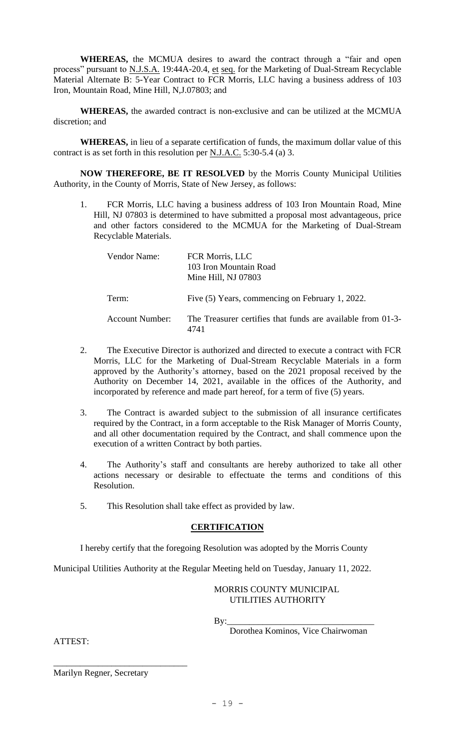**WHEREAS,** the MCMUA desires to award the contract through a "fair and open process" pursuant to N.J.S.A. 19:44A-20.4, et seq. for the Marketing of Dual-Stream Recyclable Material Alternate B: 5-Year Contract to FCR Morris, LLC having a business address of 103 Iron, Mountain Road, Mine Hill, N,J.07803; and

**WHEREAS,** the awarded contract is non-exclusive and can be utilized at the MCMUA discretion; and

**WHEREAS,** in lieu of a separate certification of funds, the maximum dollar value of this contract is as set forth in this resolution per N.J.A.C. 5:30-5.4 (a) 3.

**NOW THEREFORE, BE IT RESOLVED** by the Morris County Municipal Utilities Authority, in the County of Morris, State of New Jersey, as follows:

1. FCR Morris, LLC having a business address of 103 Iron Mountain Road, Mine Hill, NJ 07803 is determined to have submitted a proposal most advantageous, price and other factors considered to the MCMUA for the Marketing of Dual-Stream Recyclable Materials.

   | | |
   |---|---|
   | Vendor Name: | FCR Morris, LLC<br>103 Iron Mountain Road<br>Mine Hill, NJ 07803 |
   | Term: | Five (5) Years, commencing on February 1, 2022. |
   | Account Number: | The Treasurer certifies that funds are available from 01-3-4741 |

2. The Executive Director is authorized and directed to execute a contract with FCR Morris, LLC for the Marketing of Dual-Stream Recyclable Materials in a form approved by the Authority's attorney, based on the 2021 proposal received by the Authority on December 14, 2021, available in the offices of the Authority, and incorporated by reference and made part hereof, for a term of five (5) years.

3. The Contract is awarded subject to the submission of all insurance certificates required by the Contract, in a form acceptable to the Risk Manager of Morris County, and all other documentation required by the Contract, and shall commence upon the execution of a written Contract by both parties.

4. The Authority's staff and consultants are hereby authorized to take all other actions necessary or desirable to effectuate the terms and conditions of this Resolution.

5. This Resolution shall take effect as provided by law.

## **CERTIFICATION**

I hereby certify that the foregoing Resolution was adopted by the Morris County Municipal Utilities Authority at the Regular Meeting held on Tuesday, January 11, 2022.

MORRIS COUNTY MUNICIPAL UTILITIES AUTHORITY

By:\_\_\_\_\_\_\_\_\_\_\_\_\_\_\_\_\_\_\_\_\_\_\_\_\_\_\_\_\_\_\_\_
Dorothea Kominos, Vice Chairwoman

ATTEST:

\_\_\_\_\_\_\_\_\_\_\_\_\_\_\_\_\_\_\_\_\_\_\_\_\_\_\_\_\_\_
Marilyn Regner, Secretary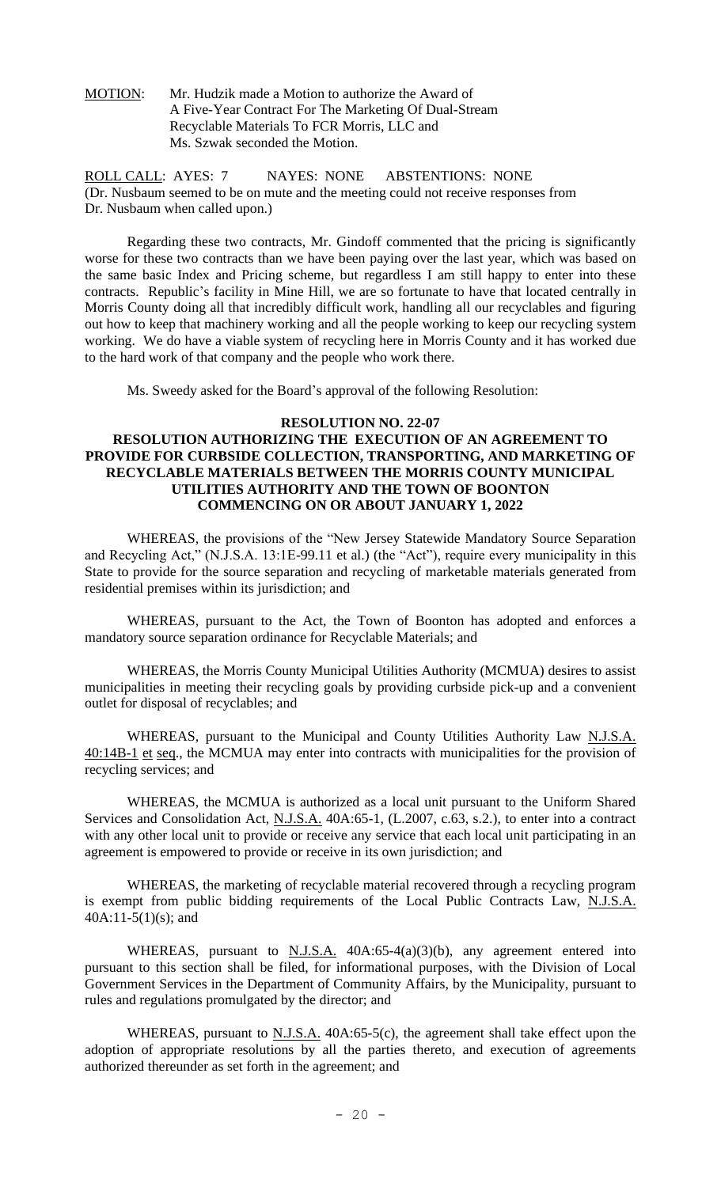MOTION: Mr. Hudzik made a Motion to authorize the Award of A Five-Year Contract For The Marketing Of Dual-Stream Recyclable Materials To FCR Morris, LLC and Ms. Szwak seconded the Motion.

ROLL CALL: AYES: 7 NAYES: NONE ABSTENTIONS: NONE
(Dr. Nusbaum seemed to be on mute and the meeting could not receive responses from Dr. Nusbaum when called upon.)

Regarding these two contracts, Mr. Gindoff commented that the pricing is significantly worse for these two contracts than we have been paying over the last year, which was based on the same basic Index and Pricing scheme, but regardless I am still happy to enter into these contracts. Republic's facility in Mine Hill, we are so fortunate to have that located centrally in Morris County doing all that incredibly difficult work, handling all our recyclables and figuring out how to keep that machinery working and all the people working to keep our recycling system working. We do have a viable system of recycling here in Morris County and it has worked due to the hard work of that company and the people who work there.

Ms. Sweedy asked for the Board's approval of the following Resolution:

**RESOLUTION NO. 22-07**

**RESOLUTION AUTHORIZING THE EXECUTION OF AN AGREEMENT TO PROVIDE FOR CURBSIDE COLLECTION, TRANSPORTING, AND MARKETING OF RECYCLABLE MATERIALS BETWEEN THE MORRIS COUNTY MUNICIPAL UTILITIES AUTHORITY AND THE TOWN OF BOONTON COMMENCING ON OR ABOUT JANUARY 1, 2022**

WHEREAS, the provisions of the "New Jersey Statewide Mandatory Source Separation and Recycling Act," (N.J.S.A. 13:1E-99.11 et al.) (the "Act"), require every municipality in this State to provide for the source separation and recycling of marketable materials generated from residential premises within its jurisdiction; and

WHEREAS, pursuant to the Act, the Town of Boonton has adopted and enforces a mandatory source separation ordinance for Recyclable Materials; and

WHEREAS, the Morris County Municipal Utilities Authority (MCMUA) desires to assist municipalities in meeting their recycling goals by providing curbside pick-up and a convenient outlet for disposal of recyclables; and

WHEREAS, pursuant to the Municipal and County Utilities Authority Law N.J.S.A. 40:14B-1 et seq., the MCMUA may enter into contracts with municipalities for the provision of recycling services; and

WHEREAS, the MCMUA is authorized as a local unit pursuant to the Uniform Shared Services and Consolidation Act, N.J.S.A. 40A:65-1, (L.2007, c.63, s.2.), to enter into a contract with any other local unit to provide or receive any service that each local unit participating in an agreement is empowered to provide or receive in its own jurisdiction; and

WHEREAS, the marketing of recyclable material recovered through a recycling program is exempt from public bidding requirements of the Local Public Contracts Law, N.J.S.A. 40A:11-5(1)(s); and

WHEREAS, pursuant to N.J.S.A. 40A:65-4(a)(3)(b), any agreement entered into pursuant to this section shall be filed, for informational purposes, with the Division of Local Government Services in the Department of Community Affairs, by the Municipality, pursuant to rules and regulations promulgated by the director; and

WHEREAS, pursuant to N.J.S.A. 40A:65-5(c), the agreement shall take effect upon the adoption of appropriate resolutions by all the parties thereto, and execution of agreements authorized thereunder as set forth in the agreement; and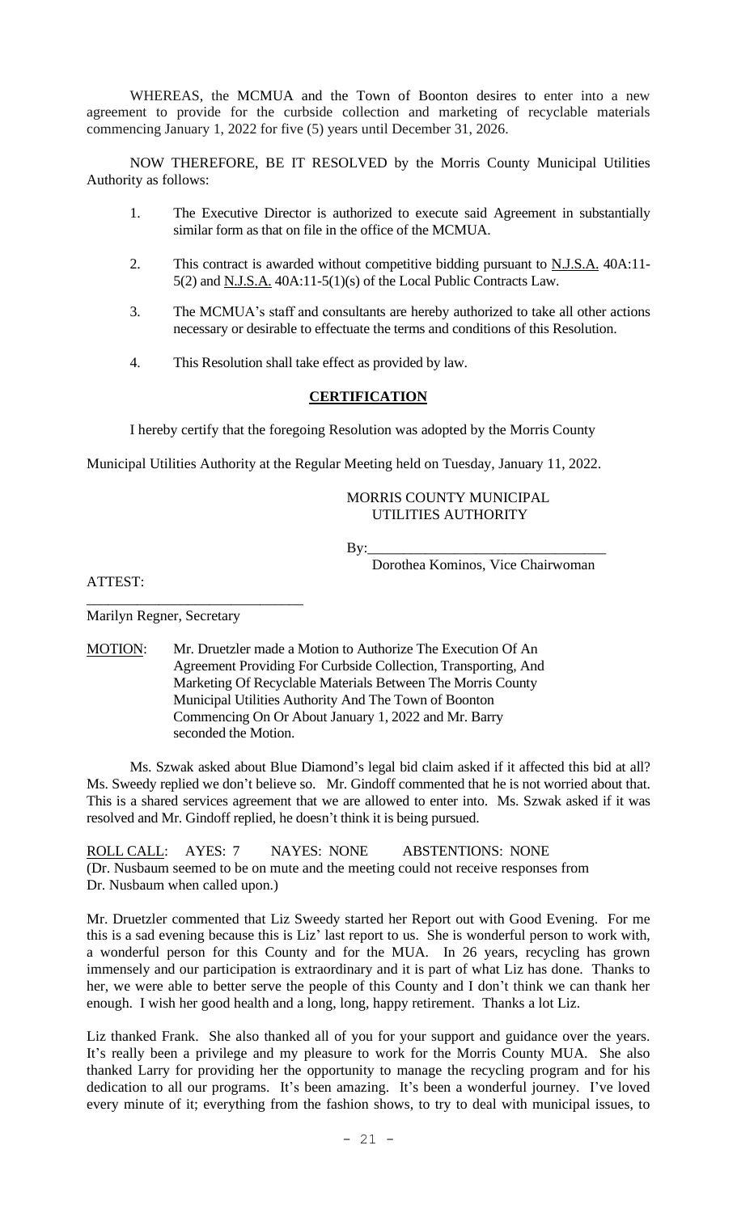WHEREAS, the MCMUA and the Town of Boonton desires to enter into a new agreement to provide for the curbside collection and marketing of recyclable materials commencing January 1, 2022 for five (5) years until December 31, 2026.

NOW THEREFORE, BE IT RESOLVED by the Morris County Municipal Utilities Authority as follows:

1. The Executive Director is authorized to execute said Agreement in substantially similar form as that on file in the office of the MCMUA.

2. This contract is awarded without competitive bidding pursuant to N.J.S.A. 40A:11-5(2) and N.J.S.A. 40A:11-5(1)(s) of the Local Public Contracts Law.

3. The MCMUA's staff and consultants are hereby authorized to take all other actions necessary or desirable to effectuate the terms and conditions of this Resolution.

4. This Resolution shall take effect as provided by law.

**CERTIFICATION**

I hereby certify that the foregoing Resolution was adopted by the Morris County Municipal Utilities Authority at the Regular Meeting held on Tuesday, January 11, 2022.

MORRIS COUNTY MUNICIPAL UTILITIES AUTHORITY

By:\_\_\_\_\_\_\_\_\_\_\_\_\_\_\_\_\_\_\_\_\_\_\_\_\_\_\_\_\_\_\_\_

Dorothea Kominos, Vice Chairwoman

ATTEST:

\_\_\_\_\_\_\_\_\_\_\_\_\_\_\_\_\_\_\_\_\_\_\_\_\_\_\_\_\_\_

Marilyn Regner, Secretary

MOTION: Mr. Druetzler made a Motion to Authorize The Execution Of An Agreement Providing For Curbside Collection, Transporting, And Marketing Of Recyclable Materials Between The Morris County Municipal Utilities Authority And The Town of Boonton Commencing On Or About January 1, 2022 and Mr. Barry seconded the Motion.

Ms. Szwak asked about Blue Diamond's legal bid claim asked if it affected this bid at all? Ms. Sweedy replied we don't believe so. Mr. Gindoff commented that he is not worried about that. This is a shared services agreement that we are allowed to enter into. Ms. Szwak asked if it was resolved and Mr. Gindoff replied, he doesn't think it is being pursued.

ROLL CALL: AYES: 7 NAYES: NONE ABSTENTIONS: NONE
(Dr. Nusbaum seemed to be on mute and the meeting could not receive responses from Dr. Nusbaum when called upon.)

Mr. Druetzler commented that Liz Sweedy started her Report out with Good Evening. For me this is a sad evening because this is Liz' last report to us. She is wonderful person to work with, a wonderful person for this County and for the MUA. In 26 years, recycling has grown immensely and our participation is extraordinary and it is part of what Liz has done. Thanks to her, we were able to better serve the people of this County and I don't think we can thank her enough. I wish her good health and a long, long, happy retirement. Thanks a lot Liz.

Liz thanked Frank. She also thanked all of you for your support and guidance over the years. It's really been a privilege and my pleasure to work for the Morris County MUA. She also thanked Larry for providing her the opportunity to manage the recycling program and for his dedication to all our programs. It's been amazing. It's been a wonderful journey. I've loved every minute of it; everything from the fashion shows, to try to deal with municipal issues, to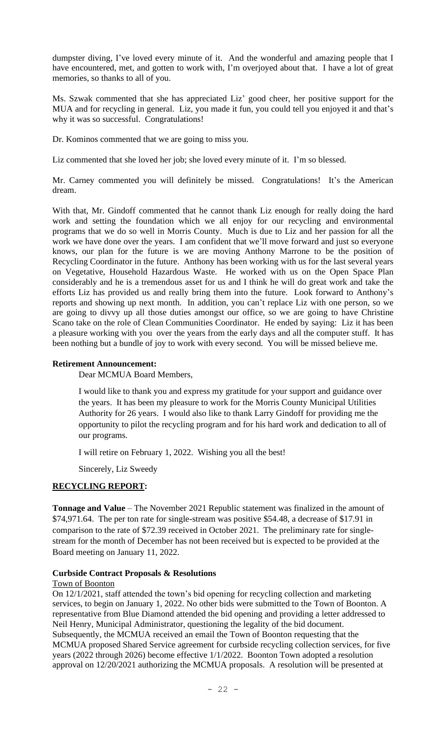dumpster diving, I've loved every minute of it. And the wonderful and amazing people that I have encountered, met, and gotten to work with, I'm overjoyed about that. I have a lot of great memories, so thanks to all of you.

Ms. Szwak commented that she has appreciated Liz' good cheer, her positive support for the MUA and for recycling in general. Liz, you made it fun, you could tell you enjoyed it and that's why it was so successful. Congratulations!

Dr. Kominos commented that we are going to miss you.

Liz commented that she loved her job; she loved every minute of it. I'm so blessed.

Mr. Carney commented you will definitely be missed. Congratulations! It's the American dream.

With that, Mr. Gindoff commented that he cannot thank Liz enough for really doing the hard work and setting the foundation which we all enjoy for our recycling and environmental programs that we do so well in Morris County. Much is due to Liz and her passion for all the work we have done over the years. I am confident that we'll move forward and just so everyone knows, our plan for the future is we are moving Anthony Marrone to be the position of Recycling Coordinator in the future. Anthony has been working with us for the last several years on Vegetative, Household Hazardous Waste. He worked with us on the Open Space Plan considerably and he is a tremendous asset for us and I think he will do great work and take the efforts Liz has provided us and really bring them into the future. Look forward to Anthony's reports and showing up next month. In addition, you can't replace Liz with one person, so we are going to divvy up all those duties amongst our office, so we are going to have Christine Scano take on the role of Clean Communities Coordinator. He ended by saying: Liz it has been a pleasure working with you over the years from the early days and all the computer stuff. It has been nothing but a bundle of joy to work with every second. You will be missed believe me.

**Retirement Announcement:**

> Dear MCMUA Board Members,
>
> I would like to thank you and express my gratitude for your support and guidance over the years. It has been my pleasure to work for the Morris County Municipal Utilities Authority for 26 years. I would also like to thank Larry Gindoff for providing me the opportunity to pilot the recycling program and for his hard work and dedication to all of our programs.
>
> I will retire on February 1, 2022. Wishing you all the best!
>
> Sincerely, Liz Sweedy

**RECYCLING REPORT:**

**Tonnage and Value** – The November 2021 Republic statement was finalized in the amount of \$74,971.64. The per ton rate for single-stream was positive \$54.48, a decrease of \$17.91 in comparison to the rate of \$72.39 received in October 2021. The preliminary rate for single-stream for the month of December has not been received but is expected to be provided at the Board meeting on January 11, 2022.

**Curbside Contract Proposals & Resolutions**

Town of Boonton

On 12/1/2021, staff attended the town's bid opening for recycling collection and marketing services, to begin on January 1, 2022. No other bids were submitted to the Town of Boonton. A representative from Blue Diamond attended the bid opening and providing a letter addressed to Neil Henry, Municipal Administrator, questioning the legality of the bid document. Subsequently, the MCMUA received an email the Town of Boonton requesting that the MCMUA proposed Shared Service agreement for curbside recycling collection services, for five years (2022 through 2026) become effective 1/1/2022. Boonton Town adopted a resolution approval on 12/20/2021 authorizing the MCMUA proposals. A resolution will be presented at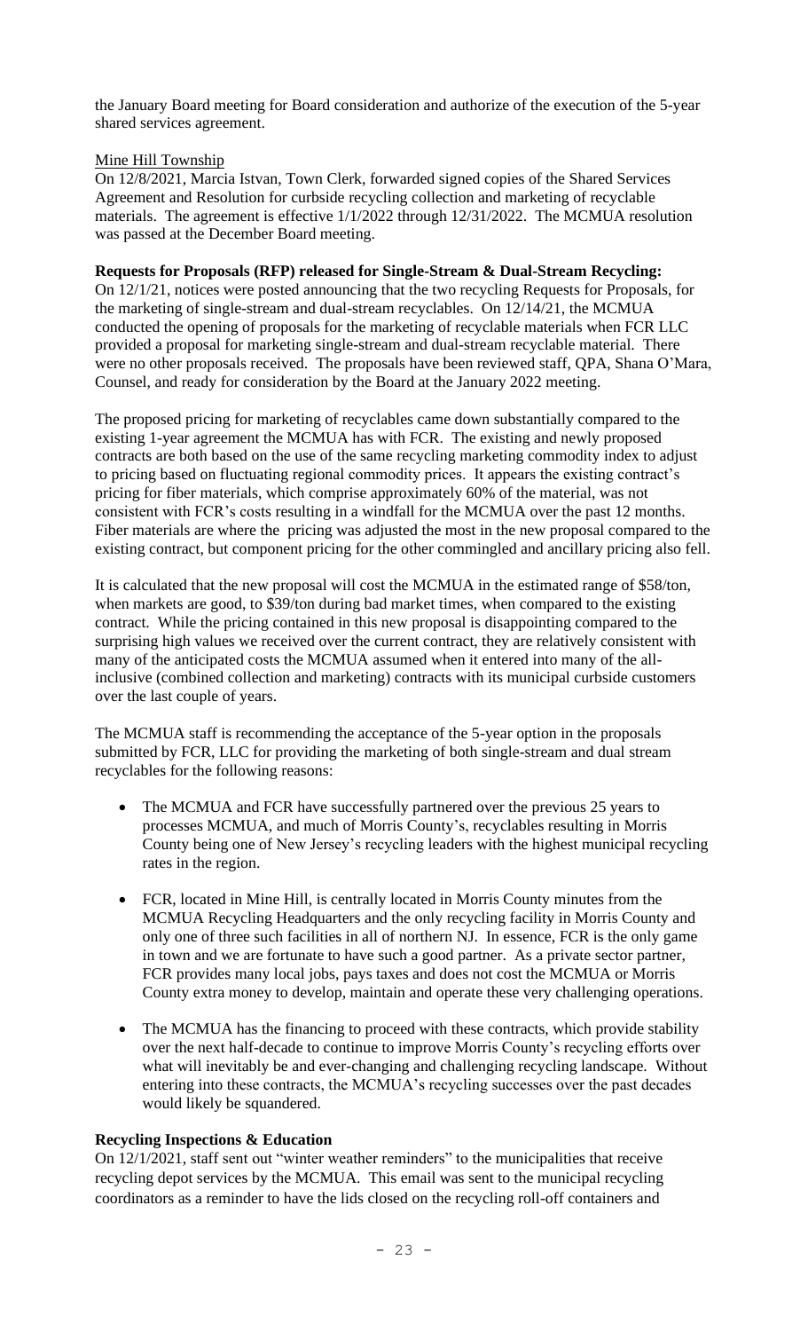the January Board meeting for Board consideration and authorize of the execution of the 5-year shared services agreement.

Mine Hill Township

On 12/8/2021, Marcia Istvan, Town Clerk, forwarded signed copies of the Shared Services Agreement and Resolution for curbside recycling collection and marketing of recyclable materials. The agreement is effective 1/1/2022 through 12/31/2022. The MCMUA resolution was passed at the December Board meeting.

**Requests for Proposals (RFP) released for Single-Stream & Dual-Stream Recycling:**

On 12/1/21, notices were posted announcing that the two recycling Requests for Proposals, for the marketing of single-stream and dual-stream recyclables. On 12/14/21, the MCMUA conducted the opening of proposals for the marketing of recyclable materials when FCR LLC provided a proposal for marketing single-stream and dual-stream recyclable material. There were no other proposals received. The proposals have been reviewed staff, QPA, Shana O'Mara, Counsel, and ready for consideration by the Board at the January 2022 meeting.

The proposed pricing for marketing of recyclables came down substantially compared to the existing 1-year agreement the MCMUA has with FCR. The existing and newly proposed contracts are both based on the use of the same recycling marketing commodity index to adjust to pricing based on fluctuating regional commodity prices. It appears the existing contract's pricing for fiber materials, which comprise approximately 60% of the material, was not consistent with FCR's costs resulting in a windfall for the MCMUA over the past 12 months. Fiber materials are where the pricing was adjusted the most in the new proposal compared to the existing contract, but component pricing for the other commingled and ancillary pricing also fell.

It is calculated that the new proposal will cost the MCMUA in the estimated range of \$58/ton, when markets are good, to \$39/ton during bad market times, when compared to the existing contract. While the pricing contained in this new proposal is disappointing compared to the surprising high values we received over the current contract, they are relatively consistent with many of the anticipated costs the MCMUA assumed when it entered into many of the all-inclusive (combined collection and marketing) contracts with its municipal curbside customers over the last couple of years.

The MCMUA staff is recommending the acceptance of the 5-year option in the proposals submitted by FCR, LLC for providing the marketing of both single-stream and dual stream recyclables for the following reasons:

- The MCMUA and FCR have successfully partnered over the previous 25 years to processes MCMUA, and much of Morris County's, recyclables resulting in Morris County being one of New Jersey's recycling leaders with the highest municipal recycling rates in the region.
- FCR, located in Mine Hill, is centrally located in Morris County minutes from the MCMUA Recycling Headquarters and the only recycling facility in Morris County and only one of three such facilities in all of northern NJ. In essence, FCR is the only game in town and we are fortunate to have such a good partner. As a private sector partner, FCR provides many local jobs, pays taxes and does not cost the MCMUA or Morris County extra money to develop, maintain and operate these very challenging operations.
- The MCMUA has the financing to proceed with these contracts, which provide stability over the next half-decade to continue to improve Morris County's recycling efforts over what will inevitably be and ever-changing and challenging recycling landscape. Without entering into these contracts, the MCMUA's recycling successes over the past decades would likely be squandered.

**Recycling Inspections & Education**

On 12/1/2021, staff sent out "winter weather reminders" to the municipalities that receive recycling depot services by the MCMUA. This email was sent to the municipal recycling coordinators as a reminder to have the lids closed on the recycling roll-off containers and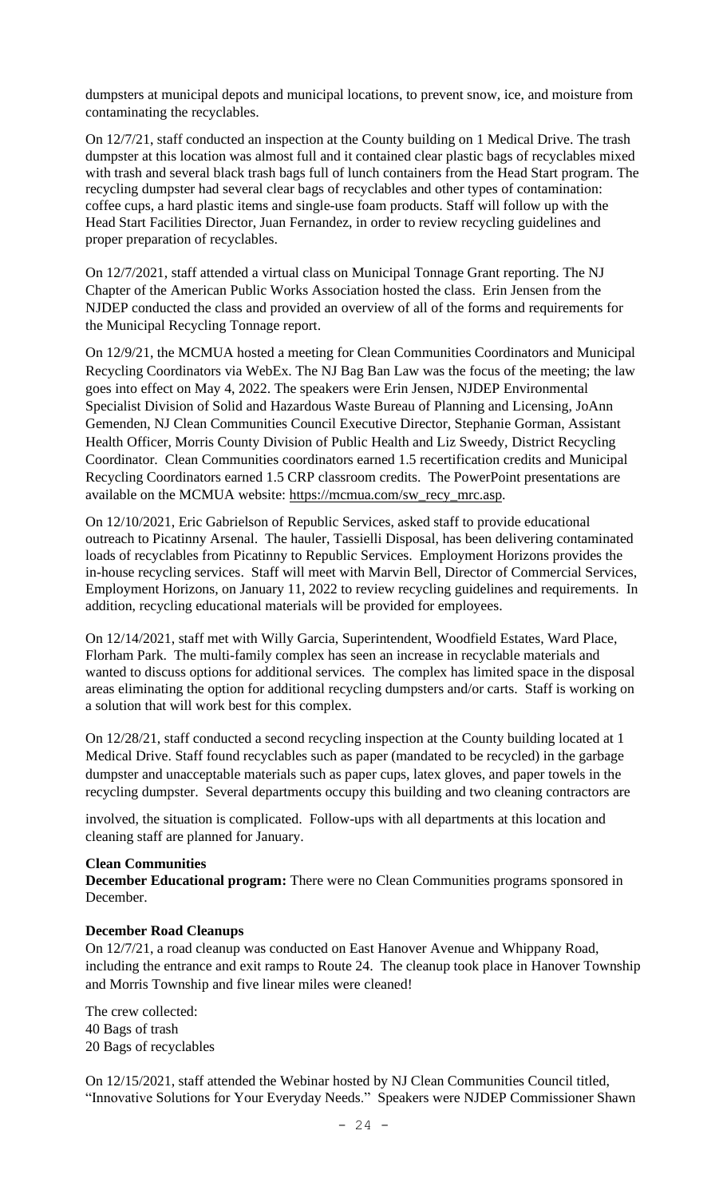dumpsters at municipal depots and municipal locations, to prevent snow, ice, and moisture from contaminating the recyclables.

On 12/7/21, staff conducted an inspection at the County building on 1 Medical Drive. The trash dumpster at this location was almost full and it contained clear plastic bags of recyclables mixed with trash and several black trash bags full of lunch containers from the Head Start program. The recycling dumpster had several clear bags of recyclables and other types of contamination: coffee cups, a hard plastic items and single-use foam products. Staff will follow up with the Head Start Facilities Director, Juan Fernandez, in order to review recycling guidelines and proper preparation of recyclables.

On 12/7/2021, staff attended a virtual class on Municipal Tonnage Grant reporting. The NJ Chapter of the American Public Works Association hosted the class. Erin Jensen from the NJDEP conducted the class and provided an overview of all of the forms and requirements for the Municipal Recycling Tonnage report.

On 12/9/21, the MCMUA hosted a meeting for Clean Communities Coordinators and Municipal Recycling Coordinators via WebEx. The NJ Bag Ban Law was the focus of the meeting; the law goes into effect on May 4, 2022. The speakers were Erin Jensen, NJDEP Environmental Specialist Division of Solid and Hazardous Waste Bureau of Planning and Licensing, JoAnn Gemenden, NJ Clean Communities Council Executive Director, Stephanie Gorman, Assistant Health Officer, Morris County Division of Public Health and Liz Sweedy, District Recycling Coordinator. Clean Communities coordinators earned 1.5 recertification credits and Municipal Recycling Coordinators earned 1.5 CRP classroom credits. The PowerPoint presentations are available on the MCMUA website: https://mcmua.com/sw_recy_mrc.asp.

On 12/10/2021, Eric Gabrielson of Republic Services, asked staff to provide educational outreach to Picatinny Arsenal. The hauler, Tassielli Disposal, has been delivering contaminated loads of recyclables from Picatinny to Republic Services. Employment Horizons provides the in-house recycling services. Staff will meet with Marvin Bell, Director of Commercial Services, Employment Horizons, on January 11, 2022 to review recycling guidelines and requirements. In addition, recycling educational materials will be provided for employees.

On 12/14/2021, staff met with Willy Garcia, Superintendent, Woodfield Estates, Ward Place, Florham Park. The multi-family complex has seen an increase in recyclable materials and wanted to discuss options for additional services. The complex has limited space in the disposal areas eliminating the option for additional recycling dumpsters and/or carts. Staff is working on a solution that will work best for this complex.

On 12/28/21, staff conducted a second recycling inspection at the County building located at 1 Medical Drive. Staff found recyclables such as paper (mandated to be recycled) in the garbage dumpster and unacceptable materials such as paper cups, latex gloves, and paper towels in the recycling dumpster. Several departments occupy this building and two cleaning contractors are involved, the situation is complicated. Follow-ups with all departments at this location and cleaning staff are planned for January.

**Clean Communities**

**December Educational program:** There were no Clean Communities programs sponsored in December.

**December Road Cleanups**

On 12/7/21, a road cleanup was conducted on East Hanover Avenue and Whippany Road, including the entrance and exit ramps to Route 24. The cleanup took place in Hanover Township and Morris Township and five linear miles were cleaned!

The crew collected:
40 Bags of trash
20 Bags of recyclables

On 12/15/2021, staff attended the Webinar hosted by NJ Clean Communities Council titled, "Innovative Solutions for Your Everyday Needs." Speakers were NJDEP Commissioner Shawn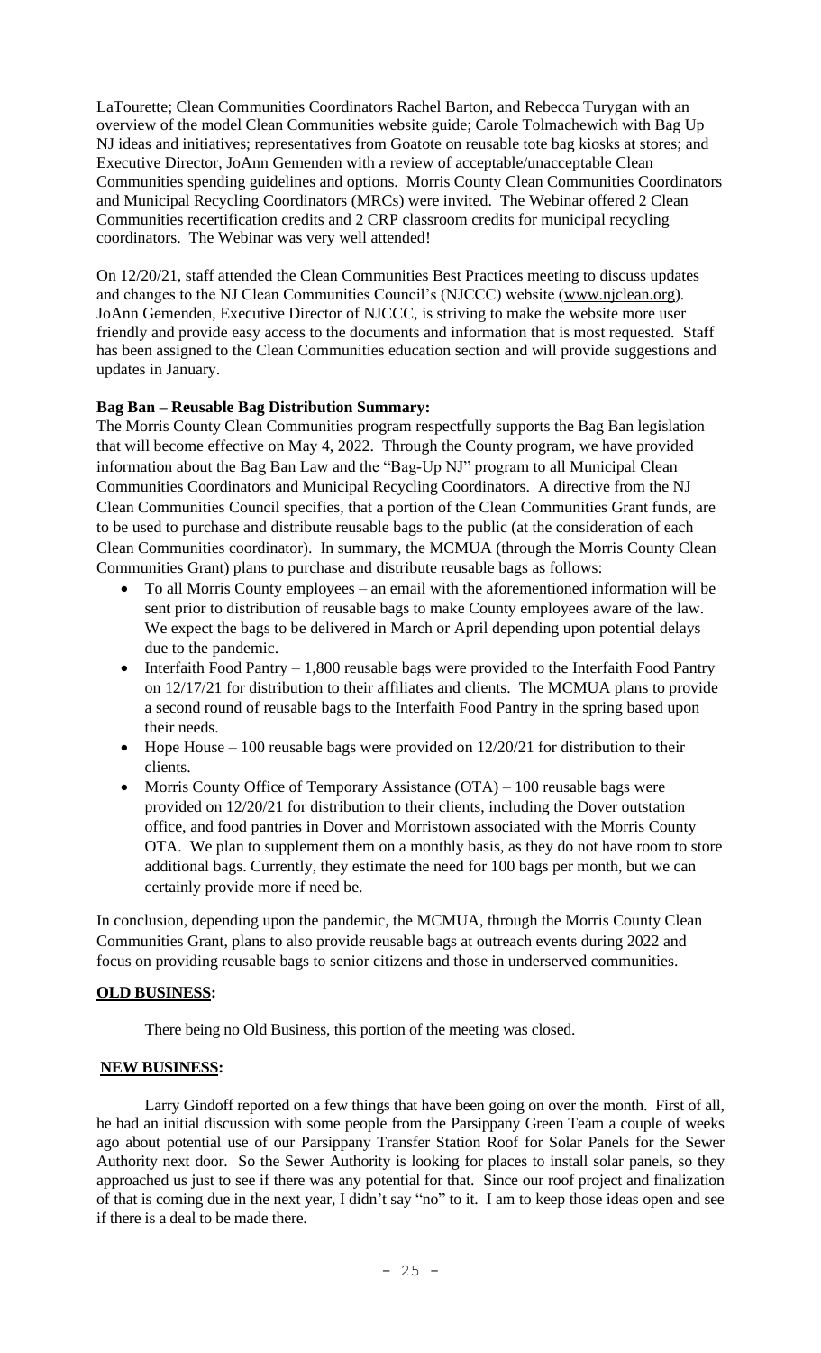LaTourette; Clean Communities Coordinators Rachel Barton, and Rebecca Turygan with an overview of the model Clean Communities website guide; Carole Tolmachewich with Bag Up NJ ideas and initiatives; representatives from Goatote on reusable tote bag kiosks at stores; and Executive Director, JoAnn Gemenden with a review of acceptable/unacceptable Clean Communities spending guidelines and options. Morris County Clean Communities Coordinators and Municipal Recycling Coordinators (MRCs) were invited. The Webinar offered 2 Clean Communities recertification credits and 2 CRP classroom credits for municipal recycling coordinators. The Webinar was very well attended!

On 12/20/21, staff attended the Clean Communities Best Practices meeting to discuss updates and changes to the NJ Clean Communities Council's (NJCCC) website (www.njclean.org). JoAnn Gemenden, Executive Director of NJCCC, is striving to make the website more user friendly and provide easy access to the documents and information that is most requested. Staff has been assigned to the Clean Communities education section and will provide suggestions and updates in January.

**Bag Ban – Reusable Bag Distribution Summary:**

The Morris County Clean Communities program respectfully supports the Bag Ban legislation that will become effective on May 4, 2022. Through the County program, we have provided information about the Bag Ban Law and the "Bag-Up NJ" program to all Municipal Clean Communities Coordinators and Municipal Recycling Coordinators. A directive from the NJ Clean Communities Council specifies, that a portion of the Clean Communities Grant funds, are to be used to purchase and distribute reusable bags to the public (at the consideration of each Clean Communities coordinator). In summary, the MCMUA (through the Morris County Clean Communities Grant) plans to purchase and distribute reusable bags as follows:

- To all Morris County employees – an email with the aforementioned information will be sent prior to distribution of reusable bags to make County employees aware of the law. We expect the bags to be delivered in March or April depending upon potential delays due to the pandemic.
- Interfaith Food Pantry – 1,800 reusable bags were provided to the Interfaith Food Pantry on 12/17/21 for distribution to their affiliates and clients. The MCMUA plans to provide a second round of reusable bags to the Interfaith Food Pantry in the spring based upon their needs.
- Hope House – 100 reusable bags were provided on 12/20/21 for distribution to their clients.
- Morris County Office of Temporary Assistance (OTA) – 100 reusable bags were provided on 12/20/21 for distribution to their clients, including the Dover outstation office, and food pantries in Dover and Morristown associated with the Morris County OTA. We plan to supplement them on a monthly basis, as they do not have room to store additional bags. Currently, they estimate the need for 100 bags per month, but we can certainly provide more if need be.

In conclusion, depending upon the pandemic, the MCMUA, through the Morris County Clean Communities Grant, plans to also provide reusable bags at outreach events during 2022 and focus on providing reusable bags to senior citizens and those in underserved communities.

**OLD BUSINESS:**

There being no Old Business, this portion of the meeting was closed.

**NEW BUSINESS:**

Larry Gindoff reported on a few things that have been going on over the month. First of all, he had an initial discussion with some people from the Parsippany Green Team a couple of weeks ago about potential use of our Parsippany Transfer Station Roof for Solar Panels for the Sewer Authority next door. So the Sewer Authority is looking for places to install solar panels, so they approached us just to see if there was any potential for that. Since our roof project and finalization of that is coming due in the next year, I didn't say "no" to it. I am to keep those ideas open and see if there is a deal to be made there.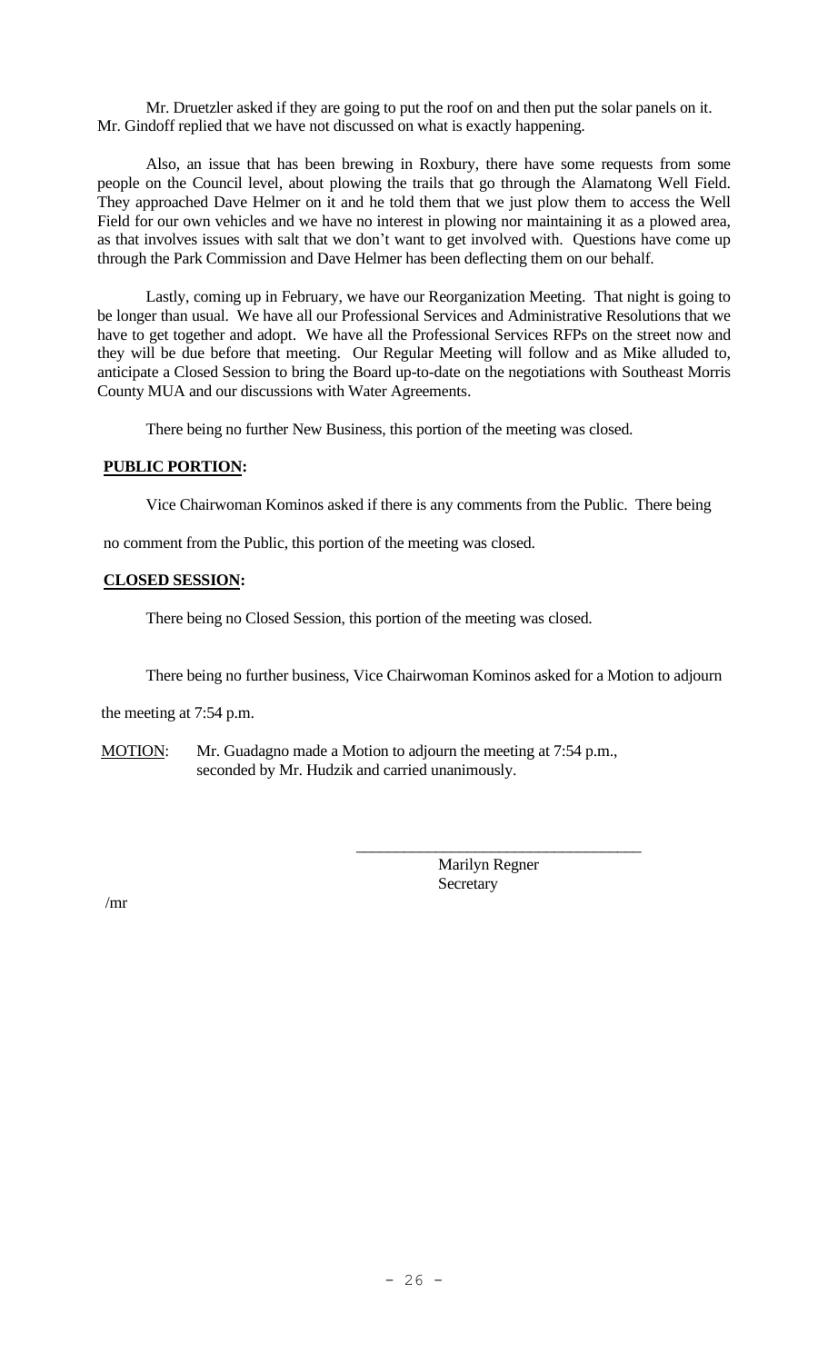Mr. Druetzler asked if they are going to put the roof on and then put the solar panels on it. Mr. Gindoff replied that we have not discussed on what is exactly happening.

Also, an issue that has been brewing in Roxbury, there have some requests from some people on the Council level, about plowing the trails that go through the Alamatong Well Field. They approached Dave Helmer on it and he told them that we just plow them to access the Well Field for our own vehicles and we have no interest in plowing nor maintaining it as a plowed area, as that involves issues with salt that we don't want to get involved with. Questions have come up through the Park Commission and Dave Helmer has been deflecting them on our behalf.

Lastly, coming up in February, we have our Reorganization Meeting. That night is going to be longer than usual. We have all our Professional Services and Administrative Resolutions that we have to get together and adopt. We have all the Professional Services RFPs on the street now and they will be due before that meeting. Our Regular Meeting will follow and as Mike alluded to, anticipate a Closed Session to bring the Board up-to-date on the negotiations with Southeast Morris County MUA and our discussions with Water Agreements.

There being no further New Business, this portion of the meeting was closed.

**PUBLIC PORTION:**

Vice Chairwoman Kominos asked if there is any comments from the Public. There being no comment from the Public, this portion of the meeting was closed.

**CLOSED SESSION:**

There being no Closed Session, this portion of the meeting was closed.

There being no further business, Vice Chairwoman Kominos asked for a Motion to adjourn the meeting at 7:54 p.m.

MOTION: Mr. Guadagno made a Motion to adjourn the meeting at 7:54 p.m., seconded by Mr. Hudzik and carried unanimously.

\_\_\_\_\_\_\_\_\_\_\_\_\_\_\_\_\_\_\_\_\_\_\_\_\_\_\_\_\_\_\_\_\_\_\_

Marilyn Regner
Secretary

/mr